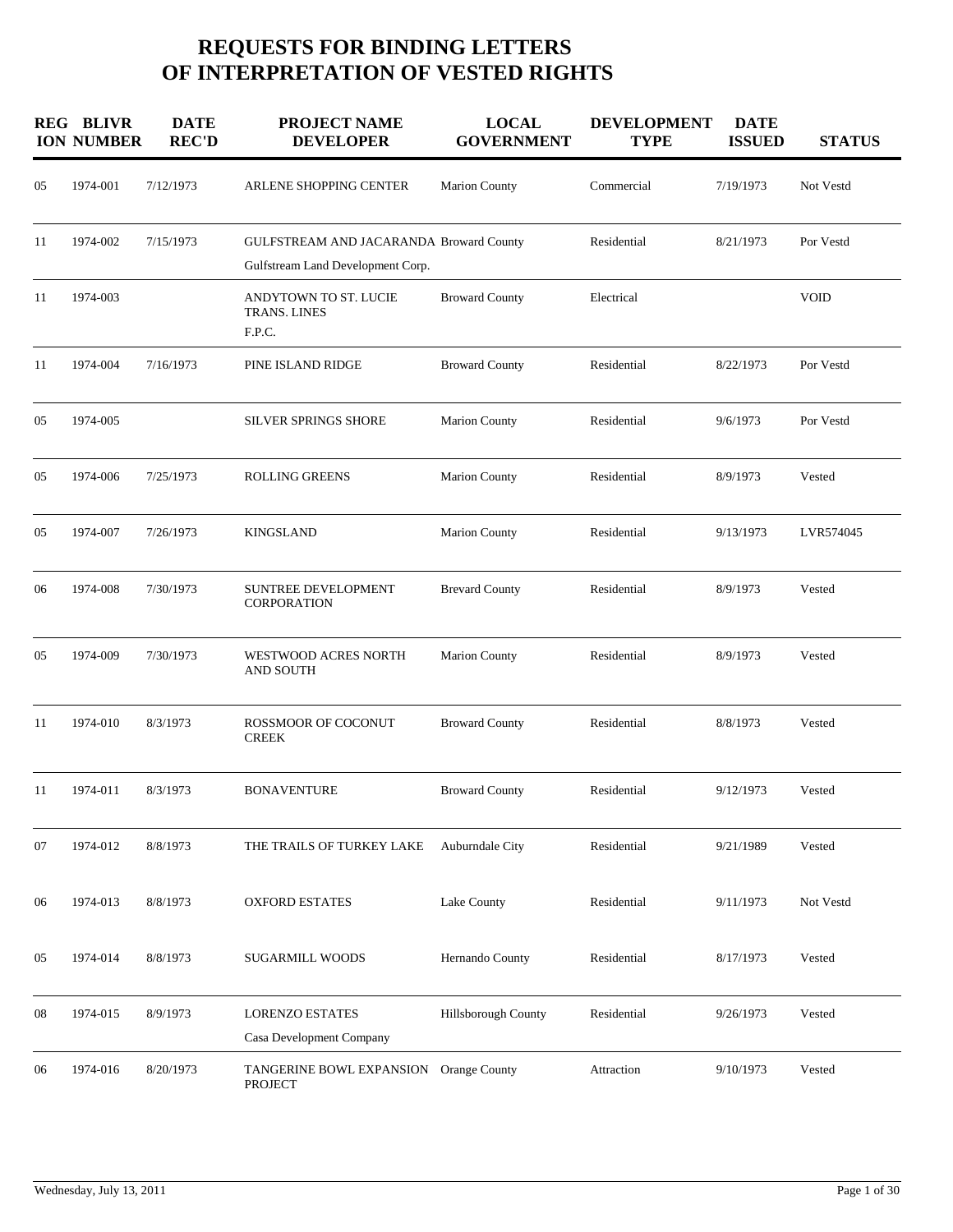# REQUESTS FOR BINDING LETTERS OF INTERPRETATION OF VESTED RIGHTS

| REGION | BLIVR NUMBER | DATE REC'D | PROJECT NAME DEVELOPER | LOCAL GOVERNMENT | DEVELOPMENT TYPE | DATE ISSUED | STATUS |
|---|---|---|---|---|---|---|---|
| 05 | 1974-001 | 7/12/1973 | ARLENE SHOPPING CENTER | Marion County | Commercial | 7/19/1973 | Not Vestd |
| 11 | 1974-002 | 7/15/1973 | GULFSTREAM AND JACARANDA<br>Gulfstream Land Development Corp. | Broward County | Residential | 8/21/1973 | Por Vestd |
| 11 | 1974-003 | | ANDYTOWN TO ST. LUCIE TRANS. LINES<br>F.P.C. | Broward County | Electrical | | VOID |
| 11 | 1974-004 | 7/16/1973 | PINE ISLAND RIDGE | Broward County | Residential | 8/22/1973 | Por Vestd |
| 05 | 1974-005 | | SILVER SPRINGS SHORE | Marion County | Residential | 9/6/1973 | Por Vestd |
| 05 | 1974-006 | 7/25/1973 | ROLLING GREENS | Marion County | Residential | 8/9/1973 | Vested |
| 05 | 1974-007 | 7/26/1973 | KINGSLAND | Marion County | Residential | 9/13/1973 | LVR574045 |
| 06 | 1974-008 | 7/30/1973 | SUNTREE DEVELOPMENT CORPORATION | Brevard County | Residential | 8/9/1973 | Vested |
| 05 | 1974-009 | 7/30/1973 | WESTWOOD ACRES NORTH AND SOUTH | Marion County | Residential | 8/9/1973 | Vested |
| 11 | 1974-010 | 8/3/1973 | ROSSMOOR OF COCONUT CREEK | Broward County | Residential | 8/8/1973 | Vested |
| 11 | 1974-011 | 8/3/1973 | BONAVENTURE | Broward County | Residential | 9/12/1973 | Vested |
| 07 | 1974-012 | 8/8/1973 | THE TRAILS OF TURKEY LAKE | Auburndale City | Residential | 9/21/1989 | Vested |
| 06 | 1974-013 | 8/8/1973 | OXFORD ESTATES | Lake County | Residential | 9/11/1973 | Not Vestd |
| 05 | 1974-014 | 8/8/1973 | SUGARMILL WOODS | Hernando County | Residential | 8/17/1973 | Vested |
| 08 | 1974-015 | 8/9/1973 | LORENZO ESTATES<br>Casa Development Company | Hillsborough County | Residential | 9/26/1973 | Vested |
| 06 | 1974-016 | 8/20/1973 | TANGERINE BOWL EXPANSION PROJECT | Orange County | Attraction | 9/10/1973 | Vested |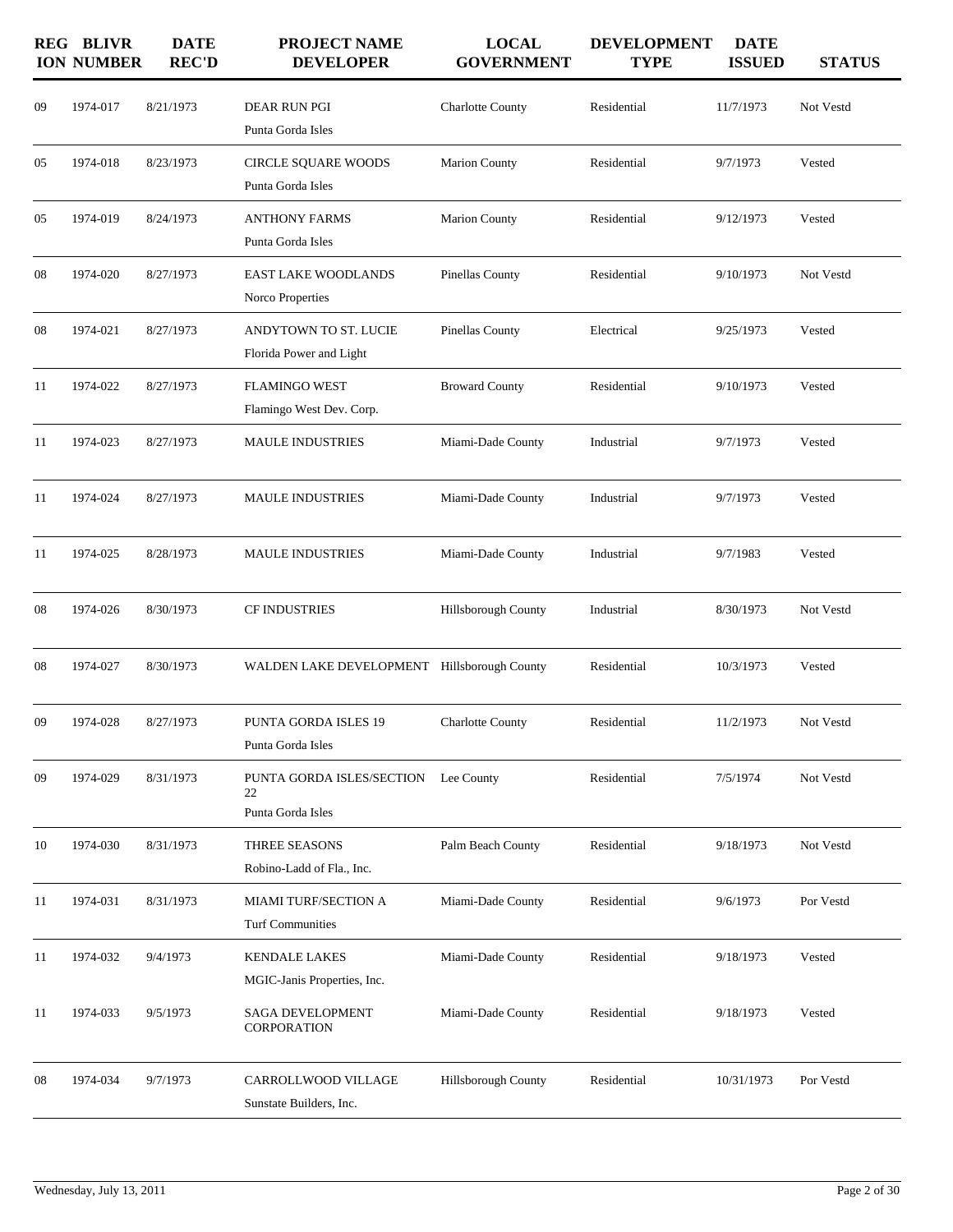| REGION | BLIVR NUMBER | DATE REC'D | PROJECT NAME DEVELOPER | LOCAL GOVERNMENT | DEVELOPMENT TYPE | DATE ISSUED | STATUS |
|---|---|---|---|---|---|---|---|
| 09 | 1974-017 | 8/21/1973 | DEAR RUN PGI<br>Punta Gorda Isles | Charlotte County | Residential | 11/7/1973 | Not Vestd |
| 05 | 1974-018 | 8/23/1973 | CIRCLE SQUARE WOODS<br>Punta Gorda Isles | Marion County | Residential | 9/7/1973 | Vested |
| 05 | 1974-019 | 8/24/1973 | ANTHONY FARMS<br>Punta Gorda Isles | Marion County | Residential | 9/12/1973 | Vested |
| 08 | 1974-020 | 8/27/1973 | EAST LAKE WOODLANDS<br>Norco Properties | Pinellas County | Residential | 9/10/1973 | Not Vestd |
| 08 | 1974-021 | 8/27/1973 | ANDYTOWN TO ST. LUCIE<br>Florida Power and Light | Pinellas County | Electrical | 9/25/1973 | Vested |
| 11 | 1974-022 | 8/27/1973 | FLAMINGO WEST<br>Flamingo West Dev. Corp. | Broward County | Residential | 9/10/1973 | Vested |
| 11 | 1974-023 | 8/27/1973 | MAULE INDUSTRIES | Miami-Dade County | Industrial | 9/7/1973 | Vested |
| 11 | 1974-024 | 8/27/1973 | MAULE INDUSTRIES | Miami-Dade County | Industrial | 9/7/1973 | Vested |
| 11 | 1974-025 | 8/28/1973 | MAULE INDUSTRIES | Miami-Dade County | Industrial | 9/7/1983 | Vested |
| 08 | 1974-026 | 8/30/1973 | CF INDUSTRIES | Hillsborough County | Industrial | 8/30/1973 | Not Vestd |
| 08 | 1974-027 | 8/30/1973 | WALDEN LAKE DEVELOPMENT | Hillsborough County | Residential | 10/3/1973 | Vested |
| 09 | 1974-028 | 8/27/1973 | PUNTA GORDA ISLES 19<br>Punta Gorda Isles | Charlotte County | Residential | 11/2/1973 | Not Vestd |
| 09 | 1974-029 | 8/31/1973 | PUNTA GORDA ISLES/SECTION 22<br>Punta Gorda Isles | Lee County | Residential | 7/5/1974 | Not Vestd |
| 10 | 1974-030 | 8/31/1973 | THREE SEASONS<br>Robino-Ladd of Fla., Inc. | Palm Beach County | Residential | 9/18/1973 | Not Vestd |
| 11 | 1974-031 | 8/31/1973 | MIAMI TURF/SECTION A<br>Turf Communities | Miami-Dade County | Residential | 9/6/1973 | Por Vestd |
| 11 | 1974-032 | 9/4/1973 | KENDALE LAKES<br>MGIC-Janis Properties, Inc. | Miami-Dade County | Residential | 9/18/1973 | Vested |
| 11 | 1974-033 | 9/5/1973 | SAGA DEVELOPMENT CORPORATION | Miami-Dade County | Residential | 9/18/1973 | Vested |
| 08 | 1974-034 | 9/7/1973 | CARROLLWOOD VILLAGE<br>Sunstate Builders, Inc. | Hillsborough County | Residential | 10/31/1973 | Por Vestd |

Wednesday, July 13, 2011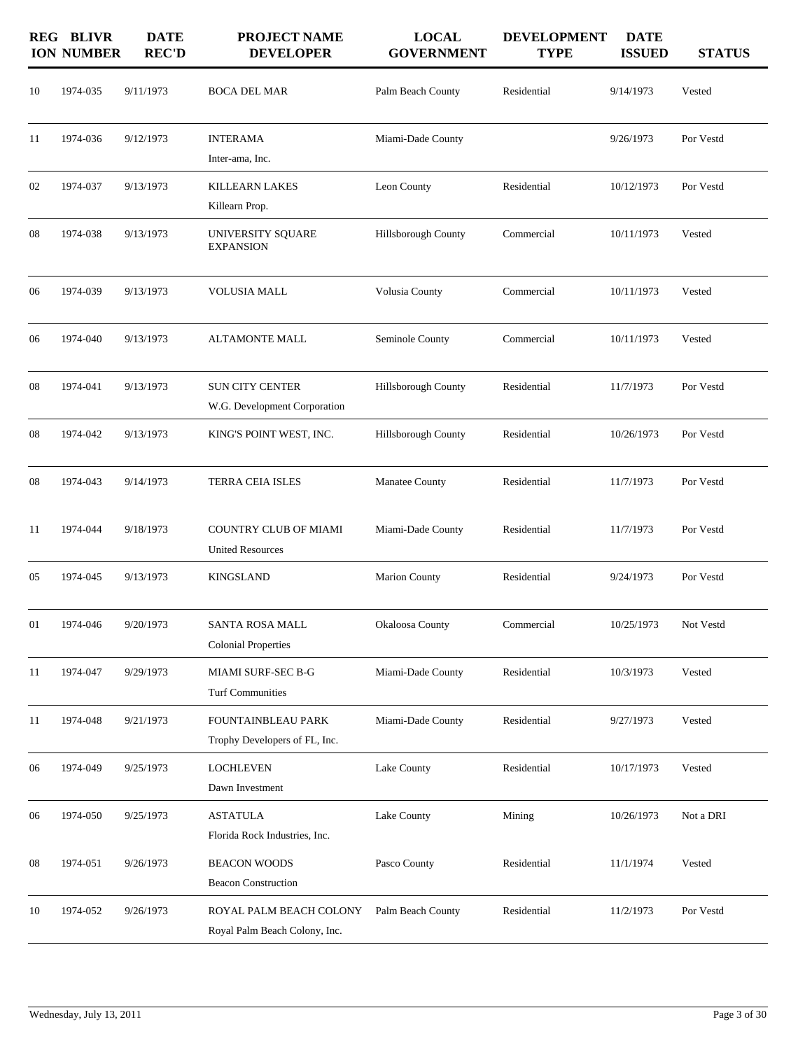| REGION | BLIVR NUMBER | DATE REC'D | PROJECT NAME DEVELOPER | LOCAL GOVERNMENT | DEVELOPMENT TYPE | DATE ISSUED | STATUS |
|---|---|---|---|---|---|---|---|
| 10 | 1974-035 | 9/11/1973 | BOCA DEL MAR | Palm Beach County | Residential | 9/14/1973 | Vested |
| 11 | 1974-036 | 9/12/1973 | INTERAMA<br>Inter-ama, Inc. | Miami-Dade County | | 9/26/1973 | Por Vestd |
| 02 | 1974-037 | 9/13/1973 | KILLEARN LAKES<br>Killearn Prop. | Leon County | Residential | 10/12/1973 | Por Vestd |
| 08 | 1974-038 | 9/13/1973 | UNIVERSITY SQUARE EXPANSION | Hillsborough County | Commercial | 10/11/1973 | Vested |
| 06 | 1974-039 | 9/13/1973 | VOLUSIA MALL | Volusia County | Commercial | 10/11/1973 | Vested |
| 06 | 1974-040 | 9/13/1973 | ALTAMONTE MALL | Seminole County | Commercial | 10/11/1973 | Vested |
| 08 | 1974-041 | 9/13/1973 | SUN CITY CENTER<br>W.G. Development Corporation | Hillsborough County | Residential | 11/7/1973 | Por Vestd |
| 08 | 1974-042 | 9/13/1973 | KING'S POINT WEST, INC. | Hillsborough County | Residential | 10/26/1973 | Por Vestd |
| 08 | 1974-043 | 9/14/1973 | TERRA CEIA ISLES | Manatee County | Residential | 11/7/1973 | Por Vestd |
| 11 | 1974-044 | 9/18/1973 | COUNTRY CLUB OF MIAMI<br>United Resources | Miami-Dade County | Residential | 11/7/1973 | Por Vestd |
| 05 | 1974-045 | 9/13/1973 | KINGSLAND | Marion County | Residential | 9/24/1973 | Por Vestd |
| 01 | 1974-046 | 9/20/1973 | SANTA ROSA MALL<br>Colonial Properties | Okaloosa County | Commercial | 10/25/1973 | Not Vestd |
| 11 | 1974-047 | 9/29/1973 | MIAMI SURF-SEC B-G<br>Turf Communities | Miami-Dade County | Residential | 10/3/1973 | Vested |
| 11 | 1974-048 | 9/21/1973 | FOUNTAINBLEAU PARK<br>Trophy Developers of FL, Inc. | Miami-Dade County | Residential | 9/27/1973 | Vested |
| 06 | 1974-049 | 9/25/1973 | LOCHLEVEN<br>Dawn Investment | Lake County | Residential | 10/17/1973 | Vested |
| 06 | 1974-050 | 9/25/1973 | ASTATULA<br>Florida Rock Industries, Inc. | Lake County | Mining | 10/26/1973 | Not a DRI |
| 08 | 1974-051 | 9/26/1973 | BEACON WOODS<br>Beacon Construction | Pasco County | Residential | 11/1/1974 | Vested |
| 10 | 1974-052 | 9/26/1973 | ROYAL PALM BEACH COLONY<br>Royal Palm Beach Colony, Inc. | Palm Beach County | Residential | 11/2/1973 | Por Vestd |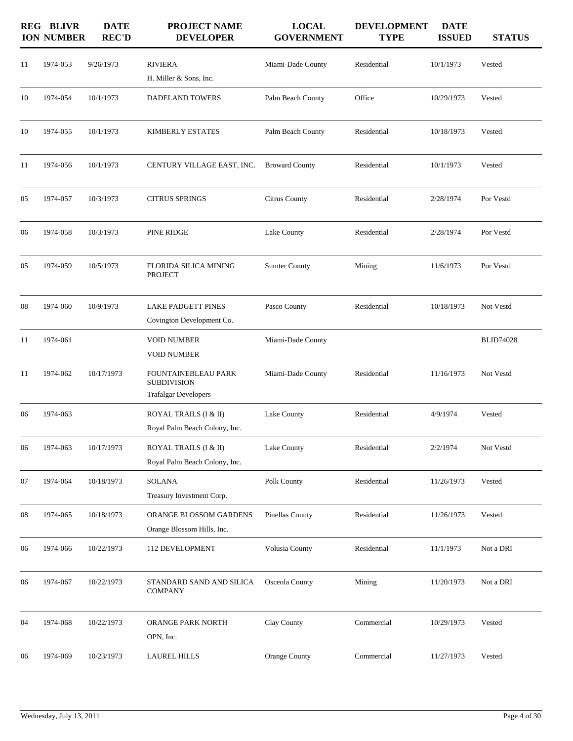| REGION | BLIVR NUMBER | DATE REC'D | PROJECT NAME DEVELOPER | LOCAL GOVERNMENT | DEVELOPMENT TYPE | DATE ISSUED | STATUS |
|---|---|---|---|---|---|---|---|
| 11 | 1974-053 | 9/26/1973 | RIVIERA<br>H. Miller & Sons, Inc. | Miami-Dade County | Residential | 10/1/1973 | Vested |
| 10 | 1974-054 | 10/1/1973 | DADELAND TOWERS | Palm Beach County | Office | 10/29/1973 | Vested |
| 10 | 1974-055 | 10/1/1973 | KIMBERLY ESTATES | Palm Beach County | Residential | 10/18/1973 | Vested |
| 11 | 1974-056 | 10/1/1973 | CENTURY VILLAGE EAST, INC. | Broward County | Residential | 10/1/1973 | Vested |
| 05 | 1974-057 | 10/3/1973 | CITRUS SPRINGS | Citrus County | Residential | 2/28/1974 | Por Vestd |
| 06 | 1974-058 | 10/3/1973 | PINE RIDGE | Lake County | Residential | 2/28/1974 | Por Vestd |
| 05 | 1974-059 | 10/5/1973 | FLORIDA SILICA MINING PROJECT | Sumter County | Mining | 11/6/1973 | Por Vestd |
| 08 | 1974-060 | 10/9/1973 | LAKE PADGETT PINES<br>Covington Development Co. | Pasco County | Residential | 10/18/1973 | Not Vestd |
| 11 | 1974-061 | | VOID NUMBER<br>VOID NUMBER | Miami-Dade County | | | BLID74028 |
| 11 | 1974-062 | 10/17/1973 | FOUNTAINEBLEAU PARK SUBDIVISION<br>Trafalgar Developers | Miami-Dade County | Residential | 11/16/1973 | Not Vestd |
| 06 | 1974-063 | | ROYAL TRAILS (I & II)<br>Royal Palm Beach Colony, Inc. | Lake County | Residential | 4/9/1974 | Vested |
| 06 | 1974-063 | 10/17/1973 | ROYAL TRAILS (I & II)<br>Royal Palm Beach Colony, Inc. | Lake County | Residential | 2/2/1974 | Not Vestd |
| 07 | 1974-064 | 10/18/1973 | SOLANA<br>Treasury Investment Corp. | Polk County | Residential | 11/26/1973 | Vested |
| 08 | 1974-065 | 10/18/1973 | ORANGE BLOSSOM GARDENS<br>Orange Blossom Hills, Inc. | Pinellas County | Residential | 11/26/1973 | Vested |
| 06 | 1974-066 | 10/22/1973 | 112 DEVELOPMENT | Volusia County | Residential | 11/1/1973 | Not a DRI |
| 06 | 1974-067 | 10/22/1973 | STANDARD SAND AND SILICA COMPANY | Osceola County | Mining | 11/20/1973 | Not a DRI |
| 04 | 1974-068 | 10/22/1973 | ORANGE PARK NORTH<br>OPN, Inc. | Clay County | Commercial | 10/29/1973 | Vested |
| 06 | 1974-069 | 10/23/1973 | LAUREL HILLS | Orange County | Commercial | 11/27/1973 | Vested |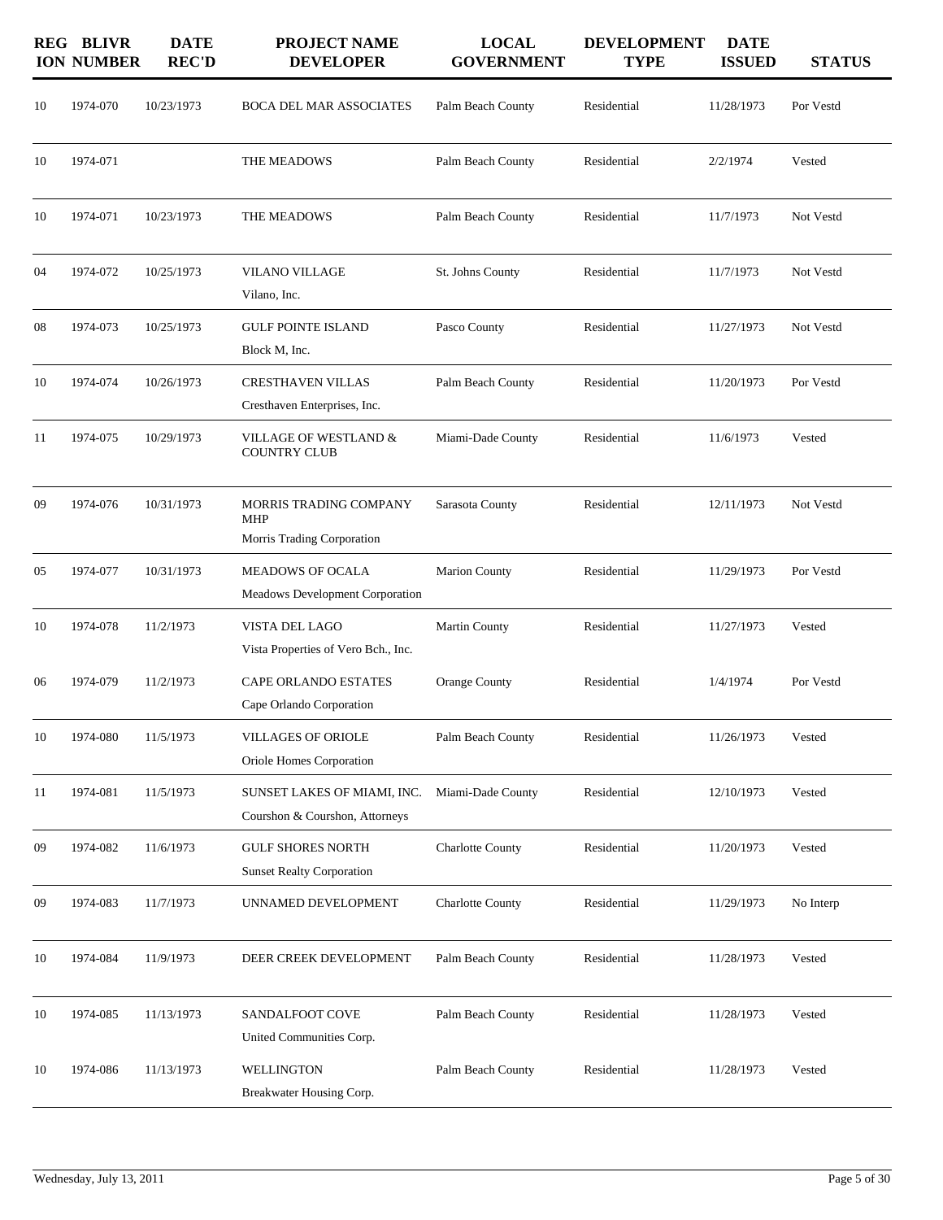| REGION | BLIVR NUMBER | DATE REC'D | PROJECT NAME DEVELOPER | LOCAL GOVERNMENT | DEVELOPMENT TYPE | DATE ISSUED | STATUS |
|---|---|---|---|---|---|---|---|
| 10 | 1974-070 | 10/23/1973 | BOCA DEL MAR ASSOCIATES | Palm Beach County | Residential | 11/28/1973 | Por Vestd |
| 10 | 1974-071 | | THE MEADOWS | Palm Beach County | Residential | 2/2/1974 | Vested |
| 10 | 1974-071 | 10/23/1973 | THE MEADOWS | Palm Beach County | Residential | 11/7/1973 | Not Vestd |
| 04 | 1974-072 | 10/25/1973 | VILANO VILLAGE<br>Vilano, Inc. | St. Johns County | Residential | 11/7/1973 | Not Vestd |
| 08 | 1974-073 | 10/25/1973 | GULF POINTE ISLAND<br>Block M, Inc. | Pasco County | Residential | 11/27/1973 | Not Vestd |
| 10 | 1974-074 | 10/26/1973 | CRESTHAVEN VILLAS<br>Cresthaven Enterprises, Inc. | Palm Beach County | Residential | 11/20/1973 | Por Vestd |
| 11 | 1974-075 | 10/29/1973 | VILLAGE OF WESTLAND & COUNTRY CLUB | Miami-Dade County | Residential | 11/6/1973 | Vested |
| 09 | 1974-076 | 10/31/1973 | MORRIS TRADING COMPANY MHP<br>Morris Trading Corporation | Sarasota County | Residential | 12/11/1973 | Not Vestd |
| 05 | 1974-077 | 10/31/1973 | MEADOWS OF OCALA<br>Meadows Development Corporation | Marion County | Residential | 11/29/1973 | Por Vestd |
| 10 | 1974-078 | 11/2/1973 | VISTA DEL LAGO<br>Vista Properties of Vero Bch., Inc. | Martin County | Residential | 11/27/1973 | Vested |
| 06 | 1974-079 | 11/2/1973 | CAPE ORLANDO ESTATES<br>Cape Orlando Corporation | Orange County | Residential | 1/4/1974 | Por Vestd |
| 10 | 1974-080 | 11/5/1973 | VILLAGES OF ORIOLE<br>Oriole Homes Corporation | Palm Beach County | Residential | 11/26/1973 | Vested |
| 11 | 1974-081 | 11/5/1973 | SUNSET LAKES OF MIAMI, INC.<br>Courshon & Courshon, Attorneys | Miami-Dade County | Residential | 12/10/1973 | Vested |
| 09 | 1974-082 | 11/6/1973 | GULF SHORES NORTH<br>Sunset Realty Corporation | Charlotte County | Residential | 11/20/1973 | Vested |
| 09 | 1974-083 | 11/7/1973 | UNNAMED DEVELOPMENT | Charlotte County | Residential | 11/29/1973 | No Interp |
| 10 | 1974-084 | 11/9/1973 | DEER CREEK DEVELOPMENT | Palm Beach County | Residential | 11/28/1973 | Vested |
| 10 | 1974-085 | 11/13/1973 | SANDALFOOT COVE<br>United Communities Corp. | Palm Beach County | Residential | 11/28/1973 | Vested |
| 10 | 1974-086 | 11/13/1973 | WELLINGTON<br>Breakwater Housing Corp. | Palm Beach County | Residential | 11/28/1973 | Vested |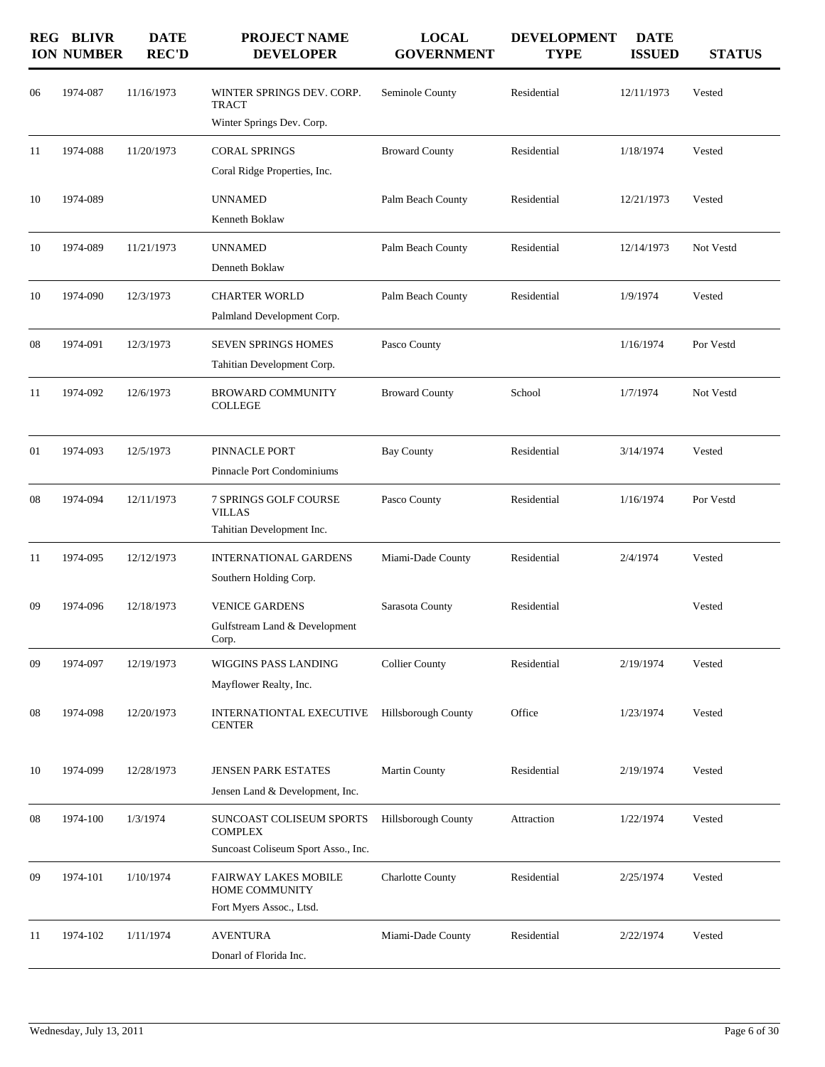| REGION | BLIVR NUMBER | DATE REC'D | PROJECT NAME DEVELOPER | LOCAL GOVERNMENT | DEVELOPMENT TYPE | DATE ISSUED | STATUS |
|---|---|---|---|---|---|---|---|
| 06 | 1974-087 | 11/16/1973 | WINTER SPRINGS DEV. CORP. TRACT<br>Winter Springs Dev. Corp. | Seminole County | Residential | 12/11/1973 | Vested |
| 11 | 1974-088 | 11/20/1973 | CORAL SPRINGS<br>Coral Ridge Properties, Inc. | Broward County | Residential | 1/18/1974 | Vested |
| 10 | 1974-089 | | UNNAMED<br>Kenneth Boklaw | Palm Beach County | Residential | 12/21/1973 | Vested |
| 10 | 1974-089 | 11/21/1973 | UNNAMED<br>Denneth Boklaw | Palm Beach County | Residential | 12/14/1973 | Not Vestd |
| 10 | 1974-090 | 12/3/1973 | CHARTER WORLD<br>Palmland Development Corp. | Palm Beach County | Residential | 1/9/1974 | Vested |
| 08 | 1974-091 | 12/3/1973 | SEVEN SPRINGS HOMES<br>Tahitian Development Corp. | Pasco County | | 1/16/1974 | Por Vestd |
| 11 | 1974-092 | 12/6/1973 | BROWARD COMMUNITY COLLEGE | Broward County | School | 1/7/1974 | Not Vestd |
| 01 | 1974-093 | 12/5/1973 | PINNACLE PORT<br>Pinnacle Port Condominiums | Bay County | Residential | 3/14/1974 | Vested |
| 08 | 1974-094 | 12/11/1973 | 7 SPRINGS GOLF COURSE VILLAS<br>Tahitian Development Inc. | Pasco County | Residential | 1/16/1974 | Por Vestd |
| 11 | 1974-095 | 12/12/1973 | INTERNATIONAL GARDENS<br>Southern Holding Corp. | Miami-Dade County | Residential | 2/4/1974 | Vested |
| 09 | 1974-096 | 12/18/1973 | VENICE GARDENS<br>Gulfstream Land & Development Corp. | Sarasota County | Residential | | Vested |
| 09 | 1974-097 | 12/19/1973 | WIGGINS PASS LANDING<br>Mayflower Realty, Inc. | Collier County | Residential | 2/19/1974 | Vested |
| 08 | 1974-098 | 12/20/1973 | INTERNATIONTAL EXECUTIVE CENTER | Hillsborough County | Office | 1/23/1974 | Vested |
| 10 | 1974-099 | 12/28/1973 | JENSEN PARK ESTATES<br>Jensen Land & Development, Inc. | Martin County | Residential | 2/19/1974 | Vested |
| 08 | 1974-100 | 1/3/1974 | SUNCOAST COLISEUM SPORTS COMPLEX<br>Suncoast Coliseum Sport Asso., Inc. | Hillsborough County | Attraction | 1/22/1974 | Vested |
| 09 | 1974-101 | 1/10/1974 | FAIRWAY LAKES MOBILE HOME COMMUNITY<br>Fort Myers Assoc., Ltsd. | Charlotte County | Residential | 2/25/1974 | Vested |
| 11 | 1974-102 | 1/11/1974 | AVENTURA<br>Donarl of Florida Inc. | Miami-Dade County | Residential | 2/22/1974 | Vested |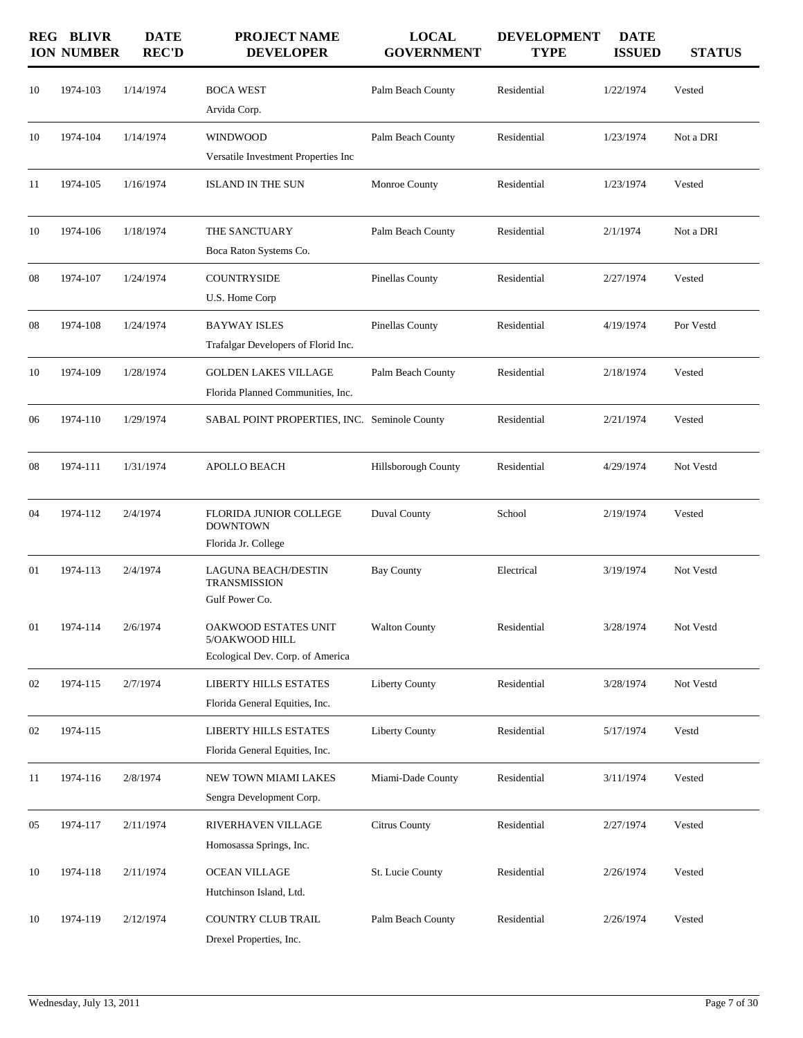| REGION | BLIVR NUMBER | DATE REC'D | PROJECT NAME DEVELOPER | LOCAL GOVERNMENT | DEVELOPMENT TYPE | DATE ISSUED | STATUS |
|---|---|---|---|---|---|---|---|
| 10 | 1974-103 | 1/14/1974 | BOCA WEST<br>Arvida Corp. | Palm Beach County | Residential | 1/22/1974 | Vested |
| 10 | 1974-104 | 1/14/1974 | WINDWOOD<br>Versatile Investment Properties Inc | Palm Beach County | Residential | 1/23/1974 | Not a DRI |
| 11 | 1974-105 | 1/16/1974 | ISLAND IN THE SUN | Monroe County | Residential | 1/23/1974 | Vested |
| 10 | 1974-106 | 1/18/1974 | THE SANCTUARY<br>Boca Raton Systems Co. | Palm Beach County | Residential | 2/1/1974 | Not a DRI |
| 08 | 1974-107 | 1/24/1974 | COUNTRYSIDE<br>U.S. Home Corp | Pinellas County | Residential | 2/27/1974 | Vested |
| 08 | 1974-108 | 1/24/1974 | BAYWAY ISLES<br>Trafalgar Developers of Florid Inc. | Pinellas County | Residential | 4/19/1974 | Por Vestd |
| 10 | 1974-109 | 1/28/1974 | GOLDEN LAKES VILLAGE<br>Florida Planned Communities, Inc. | Palm Beach County | Residential | 2/18/1974 | Vested |
| 06 | 1974-110 | 1/29/1974 | SABAL POINT PROPERTIES, INC. | Seminole County | Residential | 2/21/1974 | Vested |
| 08 | 1974-111 | 1/31/1974 | APOLLO BEACH | Hillsborough County | Residential | 4/29/1974 | Not Vestd |
| 04 | 1974-112 | 2/4/1974 | FLORIDA JUNIOR COLLEGE DOWNTOWN<br>Florida Jr. College | Duval County | School | 2/19/1974 | Vested |
| 01 | 1974-113 | 2/4/1974 | LAGUNA BEACH/DESTIN TRANSMISSION<br>Gulf Power Co. | Bay County | Electrical | 3/19/1974 | Not Vestd |
| 01 | 1974-114 | 2/6/1974 | OAKWOOD ESTATES UNIT 5/OAKWOOD HILL<br>Ecological Dev. Corp. of America | Walton County | Residential | 3/28/1974 | Not Vestd |
| 02 | 1974-115 | 2/7/1974 | LIBERTY HILLS ESTATES<br>Florida General Equities, Inc. | Liberty County | Residential | 3/28/1974 | Not Vestd |
| 02 | 1974-115 | | LIBERTY HILLS ESTATES<br>Florida General Equities, Inc. | Liberty County | Residential | 5/17/1974 | Vestd |
| 11 | 1974-116 | 2/8/1974 | NEW TOWN MIAMI LAKES<br>Sengra Development Corp. | Miami-Dade County | Residential | 3/11/1974 | Vested |
| 05 | 1974-117 | 2/11/1974 | RIVERHAVEN VILLAGE<br>Homosassa Springs, Inc. | Citrus County | Residential | 2/27/1974 | Vested |
| 10 | 1974-118 | 2/11/1974 | OCEAN VILLAGE<br>Hutchinson Island, Ltd. | St. Lucie County | Residential | 2/26/1974 | Vested |
| 10 | 1974-119 | 2/12/1974 | COUNTRY CLUB TRAIL<br>Drexel Properties, Inc. | Palm Beach County | Residential | 2/26/1974 | Vested |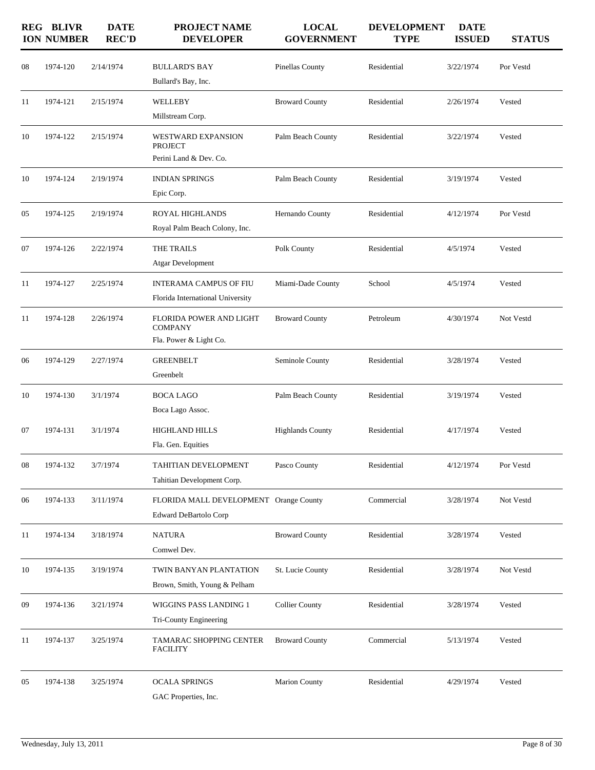| REGION | BLIVR NUMBER | DATE REC'D | PROJECT NAME DEVELOPER | LOCAL GOVERNMENT | DEVELOPMENT TYPE | DATE ISSUED | STATUS |
|---|---|---|---|---|---|---|---|
| 08 | 1974-120 | 2/14/1974 | BULLARD'S BAY<br>Bullard's Bay, Inc. | Pinellas County | Residential | 3/22/1974 | Por Vestd |
| 11 | 1974-121 | 2/15/1974 | WELLEBY<br>Millstream Corp. | Broward County | Residential | 2/26/1974 | Vested |
| 10 | 1974-122 | 2/15/1974 | WESTWARD EXPANSION PROJECT<br>Perini Land & Dev. Co. | Palm Beach County | Residential | 3/22/1974 | Vested |
| 10 | 1974-124 | 2/19/1974 | INDIAN SPRINGS<br>Epic Corp. | Palm Beach County | Residential | 3/19/1974 | Vested |
| 05 | 1974-125 | 2/19/1974 | ROYAL HIGHLANDS<br>Royal Palm Beach Colony, Inc. | Hernando County | Residential | 4/12/1974 | Por Vestd |
| 07 | 1974-126 | 2/22/1974 | THE TRAILS<br>Atgar Development | Polk County | Residential | 4/5/1974 | Vested |
| 11 | 1974-127 | 2/25/1974 | INTERAMA CAMPUS OF FIU<br>Florida International University | Miami-Dade County | School | 4/5/1974 | Vested |
| 11 | 1974-128 | 2/26/1974 | FLORIDA POWER AND LIGHT COMPANY<br>Fla. Power & Light Co. | Broward County | Petroleum | 4/30/1974 | Not Vestd |
| 06 | 1974-129 | 2/27/1974 | GREENBELT<br>Greenbelt | Seminole County | Residential | 3/28/1974 | Vested |
| 10 | 1974-130 | 3/1/1974 | BOCA LAGO<br>Boca Lago Assoc. | Palm Beach County | Residential | 3/19/1974 | Vested |
| 07 | 1974-131 | 3/1/1974 | HIGHLAND HILLS<br>Fla. Gen. Equities | Highlands County | Residential | 4/17/1974 | Vested |
| 08 | 1974-132 | 3/7/1974 | TAHITIAN DEVELOPMENT<br>Tahitian Development Corp. | Pasco County | Residential | 4/12/1974 | Por Vestd |
| 06 | 1974-133 | 3/11/1974 | FLORIDA MALL DEVELOPMENT<br>Edward DeBartolo Corp | Orange County | Commercial | 3/28/1974 | Not Vestd |
| 11 | 1974-134 | 3/18/1974 | NATURA<br>Comwel Dev. | Broward County | Residential | 3/28/1974 | Vested |
| 10 | 1974-135 | 3/19/1974 | TWIN BANYAN PLANTATION<br>Brown, Smith, Young & Pelham | St. Lucie County | Residential | 3/28/1974 | Not Vestd |
| 09 | 1974-136 | 3/21/1974 | WIGGINS PASS LANDING 1<br>Tri-County Engineering | Collier County | Residential | 3/28/1974 | Vested |
| 11 | 1974-137 | 3/25/1974 | TAMARAC SHOPPING CENTER FACILITY | Broward County | Commercial | 5/13/1974 | Vested |
| 05 | 1974-138 | 3/25/1974 | OCALA SPRINGS<br>GAC Properties, Inc. | Marion County | Residential | 4/29/1974 | Vested |

Wednesday, July 13, 2011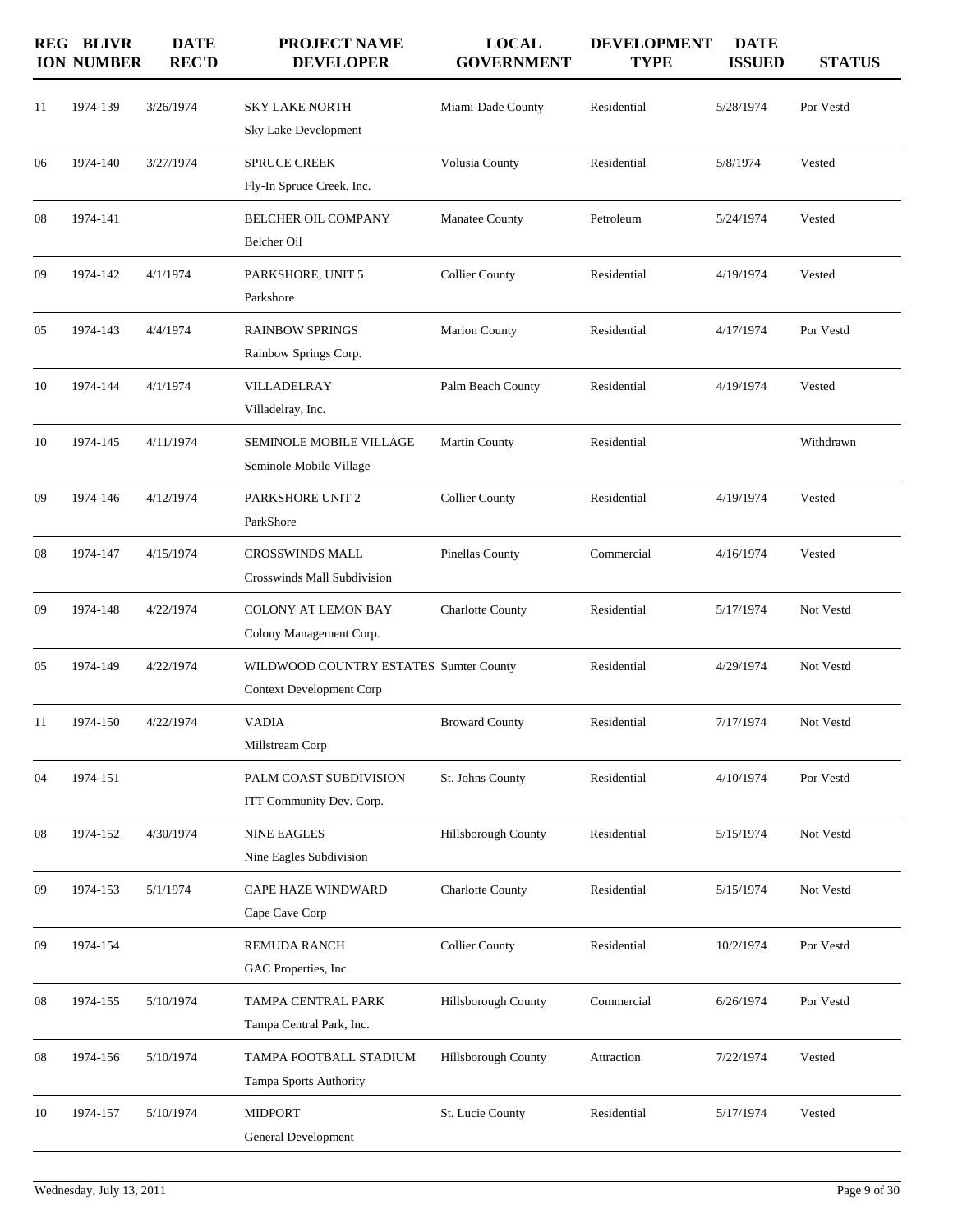| REGION | BLIVR NUMBER | DATE REC'D | PROJECT NAME DEVELOPER | LOCAL GOVERNMENT | DEVELOPMENT TYPE | DATE ISSUED | STATUS |
|---|---|---|---|---|---|---|---|
| 11 | 1974-139 | 3/26/1974 | SKY LAKE NORTH<br>Sky Lake Development | Miami-Dade County | Residential | 5/28/1974 | Por Vestd |
| 06 | 1974-140 | 3/27/1974 | SPRUCE CREEK<br>Fly-In Spruce Creek, Inc. | Volusia County | Residential | 5/8/1974 | Vested |
| 08 | 1974-141 | | BELCHER OIL COMPANY<br>Belcher Oil | Manatee County | Petroleum | 5/24/1974 | Vested |
| 09 | 1974-142 | 4/1/1974 | PARKSHORE, UNIT 5<br>Parkshore | Collier County | Residential | 4/19/1974 | Vested |
| 05 | 1974-143 | 4/4/1974 | RAINBOW SPRINGS<br>Rainbow Springs Corp. | Marion County | Residential | 4/17/1974 | Por Vestd |
| 10 | 1974-144 | 4/1/1974 | VILLADELRAY<br>Villadelray, Inc. | Palm Beach County | Residential | 4/19/1974 | Vested |
| 10 | 1974-145 | 4/11/1974 | SEMINOLE MOBILE VILLAGE<br>Seminole Mobile Village | Martin County | Residential | | Withdrawn |
| 09 | 1974-146 | 4/12/1974 | PARKSHORE UNIT 2<br>ParkShore | Collier County | Residential | 4/19/1974 | Vested |
| 08 | 1974-147 | 4/15/1974 | CROSSWINDS MALL<br>Crosswinds Mall Subdivision | Pinellas County | Commercial | 4/16/1974 | Vested |
| 09 | 1974-148 | 4/22/1974 | COLONY AT LEMON BAY<br>Colony Management Corp. | Charlotte County | Residential | 5/17/1974 | Not Vestd |
| 05 | 1974-149 | 4/22/1974 | WILDWOOD COUNTRY ESTATES<br>Context Development Corp | Sumter County | Residential | 4/29/1974 | Not Vestd |
| 11 | 1974-150 | 4/22/1974 | VADIA<br>Millstream Corp | Broward County | Residential | 7/17/1974 | Not Vestd |
| 04 | 1974-151 | | PALM COAST SUBDIVISION<br>ITT Community Dev. Corp. | St. Johns County | Residential | 4/10/1974 | Por Vestd |
| 08 | 1974-152 | 4/30/1974 | NINE EAGLES<br>Nine Eagles Subdivision | Hillsborough County | Residential | 5/15/1974 | Not Vestd |
| 09 | 1974-153 | 5/1/1974 | CAPE HAZE WINDWARD<br>Cape Cave Corp | Charlotte County | Residential | 5/15/1974 | Not Vestd |
| 09 | 1974-154 | | REMUDA RANCH<br>GAC Properties, Inc. | Collier County | Residential | 10/2/1974 | Por Vestd |
| 08 | 1974-155 | 5/10/1974 | TAMPA CENTRAL PARK<br>Tampa Central Park, Inc. | Hillsborough County | Commercial | 6/26/1974 | Por Vestd |
| 08 | 1974-156 | 5/10/1974 | TAMPA FOOTBALL STADIUM<br>Tampa Sports Authority | Hillsborough County | Attraction | 7/22/1974 | Vested |
| 10 | 1974-157 | 5/10/1974 | MIDPORT<br>General Development | St. Lucie County | Residential | 5/17/1974 | Vested |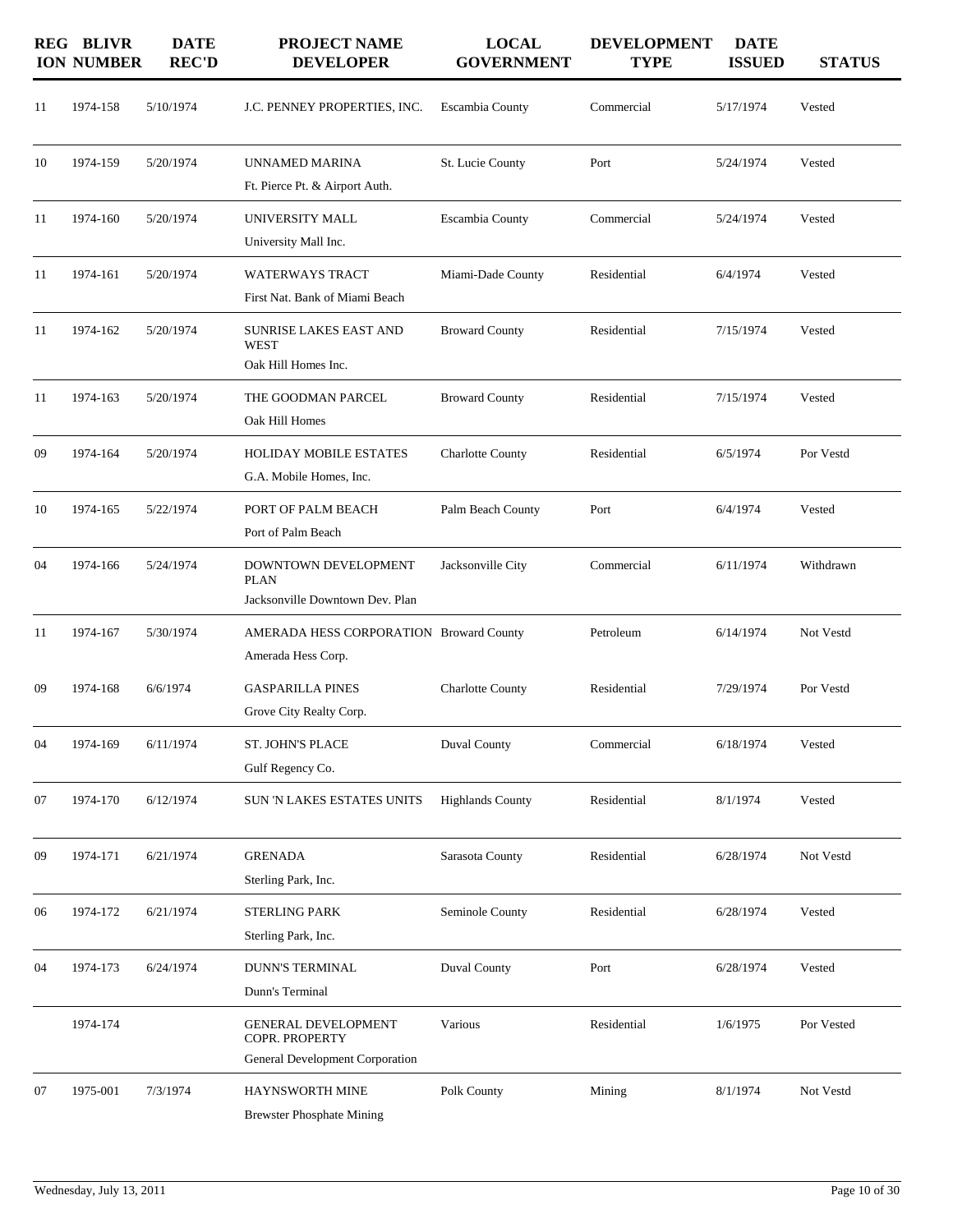| REGION | BLIVR NUMBER | DATE REC'D | PROJECT NAME DEVELOPER | LOCAL GOVERNMENT | DEVELOPMENT TYPE | DATE ISSUED | STATUS |
|---|---|---|---|---|---|---|---|
| 11 | 1974-158 | 5/10/1974 | J.C. PENNEY PROPERTIES, INC. | Escambia County | Commercial | 5/17/1974 | Vested |
| 10 | 1974-159 | 5/20/1974 | UNNAMED MARINA<br>Ft. Pierce Pt. & Airport Auth. | St. Lucie County | Port | 5/24/1974 | Vested |
| 11 | 1974-160 | 5/20/1974 | UNIVERSITY MALL<br>University Mall Inc. | Escambia County | Commercial | 5/24/1974 | Vested |
| 11 | 1974-161 | 5/20/1974 | WATERWAYS TRACT<br>First Nat. Bank of Miami Beach | Miami-Dade County | Residential | 6/4/1974 | Vested |
| 11 | 1974-162 | 5/20/1974 | SUNRISE LAKES EAST AND WEST<br>Oak Hill Homes Inc. | Broward County | Residential | 7/15/1974 | Vested |
| 11 | 1974-163 | 5/20/1974 | THE GOODMAN PARCEL<br>Oak Hill Homes | Broward County | Residential | 7/15/1974 | Vested |
| 09 | 1974-164 | 5/20/1974 | HOLIDAY MOBILE ESTATES<br>G.A. Mobile Homes, Inc. | Charlotte County | Residential | 6/5/1974 | Por Vestd |
| 10 | 1974-165 | 5/22/1974 | PORT OF PALM BEACH<br>Port of Palm Beach | Palm Beach County | Port | 6/4/1974 | Vested |
| 04 | 1974-166 | 5/24/1974 | DOWNTOWN DEVELOPMENT PLAN<br>Jacksonville Downtown Dev. Plan | Jacksonville City | Commercial | 6/11/1974 | Withdrawn |
| 11 | 1974-167 | 5/30/1974 | AMERADA HESS CORPORATION<br>Amerada Hess Corp. | Broward County | Petroleum | 6/14/1974 | Not Vestd |
| 09 | 1974-168 | 6/6/1974 | GASPARILLA PINES<br>Grove City Realty Corp. | Charlotte County | Residential | 7/29/1974 | Por Vestd |
| 04 | 1974-169 | 6/11/1974 | ST. JOHN'S PLACE<br>Gulf Regency Co. | Duval County | Commercial | 6/18/1974 | Vested |
| 07 | 1974-170 | 6/12/1974 | SUN 'N LAKES ESTATES UNITS | Highlands County | Residential | 8/1/1974 | Vested |
| 09 | 1974-171 | 6/21/1974 | GRENADA<br>Sterling Park, Inc. | Sarasota County | Residential | 6/28/1974 | Not Vestd |
| 06 | 1974-172 | 6/21/1974 | STERLING PARK<br>Sterling Park, Inc. | Seminole County | Residential | 6/28/1974 | Vested |
| 04 | 1974-173 | 6/24/1974 | DUNN'S TERMINAL<br>Dunn's Terminal | Duval County | Port | 6/28/1974 | Vested |
| | 1974-174 | | GENERAL DEVELOPMENT COPR. PROPERTY<br>General Development Corporation | Various | Residential | 1/6/1975 | Por Vested |
| 07 | 1975-001 | 7/3/1974 | HAYNSWORTH MINE<br>Brewster Phosphate Mining | Polk County | Mining | 8/1/1974 | Not Vestd |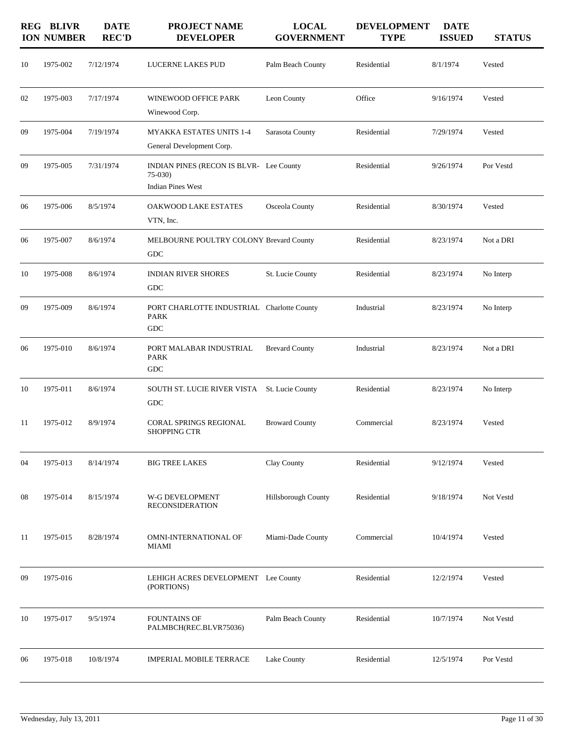| REGION | BLIVR NUMBER | DATE REC'D | PROJECT NAME DEVELOPER | LOCAL GOVERNMENT | DEVELOPMENT TYPE | DATE ISSUED | STATUS |
|---|---|---|---|---|---|---|---|
| 10 | 1975-002 | 7/12/1974 | LUCERNE LAKES PUD | Palm Beach County | Residential | 8/1/1974 | Vested |
| 02 | 1975-003 | 7/17/1974 | WINEWOOD OFFICE PARK<br>Winewood Corp. | Leon County | Office | 9/16/1974 | Vested |
| 09 | 1975-004 | 7/19/1974 | MYAKKA ESTATES UNITS 1-4<br>General Development Corp. | Sarasota County | Residential | 7/29/1974 | Vested |
| 09 | 1975-005 | 7/31/1974 | INDIAN PINES (RECON IS BLVR-75-030)<br>Indian Pines West | Lee County | Residential | 9/26/1974 | Por Vestd |
| 06 | 1975-006 | 8/5/1974 | OAKWOOD LAKE ESTATES<br>VTN, Inc. | Osceola County | Residential | 8/30/1974 | Vested |
| 06 | 1975-007 | 8/6/1974 | MELBOURNE POULTRY COLONY<br>GDC | Brevard County | Residential | 8/23/1974 | Not a DRI |
| 10 | 1975-008 | 8/6/1974 | INDIAN RIVER SHORES<br>GDC | St. Lucie County | Residential | 8/23/1974 | No Interp |
| 09 | 1975-009 | 8/6/1974 | PORT CHARLOTTE INDUSTRIAL PARK<br>GDC | Charlotte County | Industrial | 8/23/1974 | No Interp |
| 06 | 1975-010 | 8/6/1974 | PORT MALABAR INDUSTRIAL PARK<br>GDC | Brevard County | Industrial | 8/23/1974 | Not a DRI |
| 10 | 1975-011 | 8/6/1974 | SOUTH ST. LUCIE RIVER VISTA<br>GDC | St. Lucie County | Residential | 8/23/1974 | No Interp |
| 11 | 1975-012 | 8/9/1974 | CORAL SPRINGS REGIONAL SHOPPING CTR | Broward County | Commercial | 8/23/1974 | Vested |
| 04 | 1975-013 | 8/14/1974 | BIG TREE LAKES | Clay County | Residential | 9/12/1974 | Vested |
| 08 | 1975-014 | 8/15/1974 | W-G DEVELOPMENT RECONSIDERATION | Hillsborough County | Residential | 9/18/1974 | Not Vestd |
| 11 | 1975-015 | 8/28/1974 | OMNI-INTERNATIONAL OF MIAMI | Miami-Dade County | Commercial | 10/4/1974 | Vested |
| 09 | 1975-016 | | LEHIGH ACRES DEVELOPMENT (PORTIONS) | Lee County | Residential | 12/2/1974 | Vested |
| 10 | 1975-017 | 9/5/1974 | FOUNTAINS OF PALMBCH(REC.BLVR75036) | Palm Beach County | Residential | 10/7/1974 | Not Vestd |
| 06 | 1975-018 | 10/8/1974 | IMPERIAL MOBILE TERRACE | Lake County | Residential | 12/5/1974 | Por Vestd |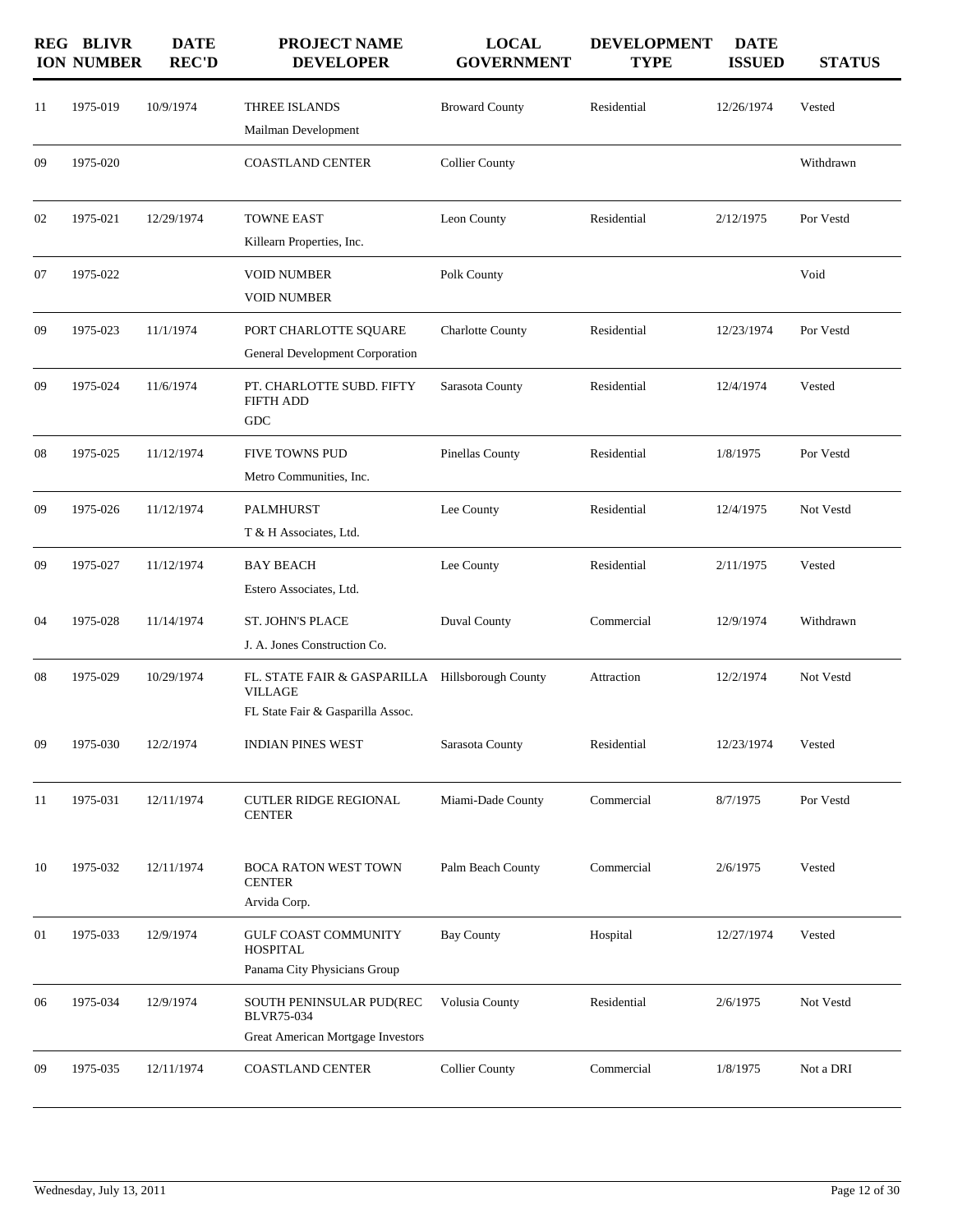| REGION | BLIVR NUMBER | DATE REC'D | PROJECT NAME DEVELOPER | LOCAL GOVERNMENT | DEVELOPMENT TYPE | DATE ISSUED | STATUS |
|---|---|---|---|---|---|---|---|
| 11 | 1975-019 | 10/9/1974 | THREE ISLANDS<br>Mailman Development | Broward County | Residential | 12/26/1974 | Vested |
| 09 | 1975-020 | | COASTLAND CENTER | Collier County | | | Withdrawn |
| 02 | 1975-021 | 12/29/1974 | TOWNE EAST<br>Killearn Properties, Inc. | Leon County | Residential | 2/12/1975 | Por Vestd |
| 07 | 1975-022 | | VOID NUMBER<br>VOID NUMBER | Polk County | | | Void |
| 09 | 1975-023 | 11/1/1974 | PORT CHARLOTTE SQUARE<br>General Development Corporation | Charlotte County | Residential | 12/23/1974 | Por Vestd |
| 09 | 1975-024 | 11/6/1974 | PT. CHARLOTTE SUBD. FIFTY FIFTH ADD<br>GDC | Sarasota County | Residential | 12/4/1974 | Vested |
| 08 | 1975-025 | 11/12/1974 | FIVE TOWNS PUD<br>Metro Communities, Inc. | Pinellas County | Residential | 1/8/1975 | Por Vestd |
| 09 | 1975-026 | 11/12/1974 | PALMHURST<br>T & H Associates, Ltd. | Lee County | Residential | 12/4/1975 | Not Vestd |
| 09 | 1975-027 | 11/12/1974 | BAY BEACH<br>Estero Associates, Ltd. | Lee County | Residential | 2/11/1975 | Vested |
| 04 | 1975-028 | 11/14/1974 | ST. JOHN'S PLACE<br>J. A. Jones Construction Co. | Duval County | Commercial | 12/9/1974 | Withdrawn |
| 08 | 1975-029 | 10/29/1974 | FL. STATE FAIR & GASPARILLA VILLAGE<br>FL State Fair & Gasparilla Assoc. | Hillsborough County | Attraction | 12/2/1974 | Not Vestd |
| 09 | 1975-030 | 12/2/1974 | INDIAN PINES WEST | Sarasota County | Residential | 12/23/1974 | Vested |
| 11 | 1975-031 | 12/11/1974 | CUTLER RIDGE REGIONAL CENTER | Miami-Dade County | Commercial | 8/7/1975 | Por Vestd |
| 10 | 1975-032 | 12/11/1974 | BOCA RATON WEST TOWN CENTER<br>Arvida Corp. | Palm Beach County | Commercial | 2/6/1975 | Vested |
| 01 | 1975-033 | 12/9/1974 | GULF COAST COMMUNITY HOSPITAL<br>Panama City Physicians Group | Bay County | Hospital | 12/27/1974 | Vested |
| 06 | 1975-034 | 12/9/1974 | SOUTH PENINSULAR PUD(REC BLVR75-034<br>Great American Mortgage Investors | Volusia County | Residential | 2/6/1975 | Not Vestd |
| 09 | 1975-035 | 12/11/1974 | COASTLAND CENTER | Collier County | Commercial | 1/8/1975 | Not a DRI |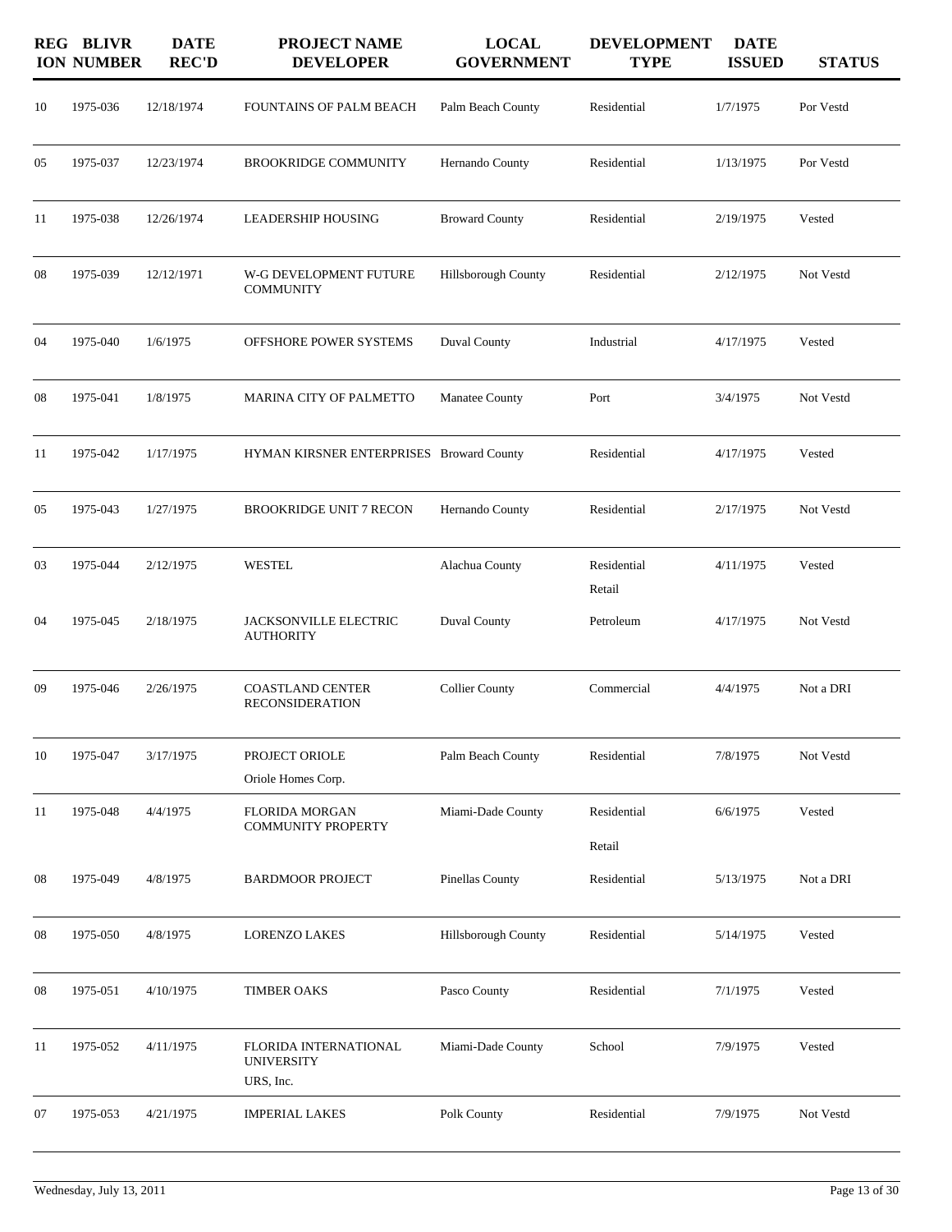| REGION | BLIVR NUMBER | DATE REC'D | PROJECT NAME DEVELOPER | LOCAL GOVERNMENT | DEVELOPMENT TYPE | DATE ISSUED | STATUS |
|---|---|---|---|---|---|---|---|
| 10 | 1975-036 | 12/18/1974 | FOUNTAINS OF PALM BEACH | Palm Beach County | Residential | 1/7/1975 | Por Vestd |
| 05 | 1975-037 | 12/23/1974 | BROOKRIDGE COMMUNITY | Hernando County | Residential | 1/13/1975 | Por Vestd |
| 11 | 1975-038 | 12/26/1974 | LEADERSHIP HOUSING | Broward County | Residential | 2/19/1975 | Vested |
| 08 | 1975-039 | 12/12/1971 | W-G DEVELOPMENT FUTURE COMMUNITY | Hillsborough County | Residential | 2/12/1975 | Not Vestd |
| 04 | 1975-040 | 1/6/1975 | OFFSHORE POWER SYSTEMS | Duval County | Industrial | 4/17/1975 | Vested |
| 08 | 1975-041 | 1/8/1975 | MARINA CITY OF PALMETTO | Manatee County | Port | 3/4/1975 | Not Vestd |
| 11 | 1975-042 | 1/17/1975 | HYMAN KIRSNER ENTERPRISES | Broward County | Residential | 4/17/1975 | Vested |
| 05 | 1975-043 | 1/27/1975 | BROOKRIDGE UNIT 7 RECON | Hernando County | Residential | 2/17/1975 | Not Vestd |
| 03 | 1975-044 | 2/12/1975 | WESTEL | Alachua County | Residential<br>Retail | 4/11/1975 | Vested |
| 04 | 1975-045 | 2/18/1975 | JACKSONVILLE ELECTRIC AUTHORITY | Duval County | Petroleum | 4/17/1975 | Not Vestd |
| 09 | 1975-046 | 2/26/1975 | COASTLAND CENTER RECONSIDERATION | Collier County | Commercial | 4/4/1975 | Not a DRI |
| 10 | 1975-047 | 3/17/1975 | PROJECT ORIOLE<br>Oriole Homes Corp. | Palm Beach County | Residential | 7/8/1975 | Not Vestd |
| 11 | 1975-048 | 4/4/1975 | FLORIDA MORGAN COMMUNITY PROPERTY | Miami-Dade County | Residential<br>Retail | 6/6/1975 | Vested |
| 08 | 1975-049 | 4/8/1975 | BARDMOOR PROJECT | Pinellas County | Residential | 5/13/1975 | Not a DRI |
| 08 | 1975-050 | 4/8/1975 | LORENZO LAKES | Hillsborough County | Residential | 5/14/1975 | Vested |
| 08 | 1975-051 | 4/10/1975 | TIMBER OAKS | Pasco County | Residential | 7/1/1975 | Vested |
| 11 | 1975-052 | 4/11/1975 | FLORIDA INTERNATIONAL UNIVERSITY<br>URS, Inc. | Miami-Dade County | School | 7/9/1975 | Vested |
| 07 | 1975-053 | 4/21/1975 | IMPERIAL LAKES | Polk County | Residential | 7/9/1975 | Not Vestd |

Wednesday, July 13, 2011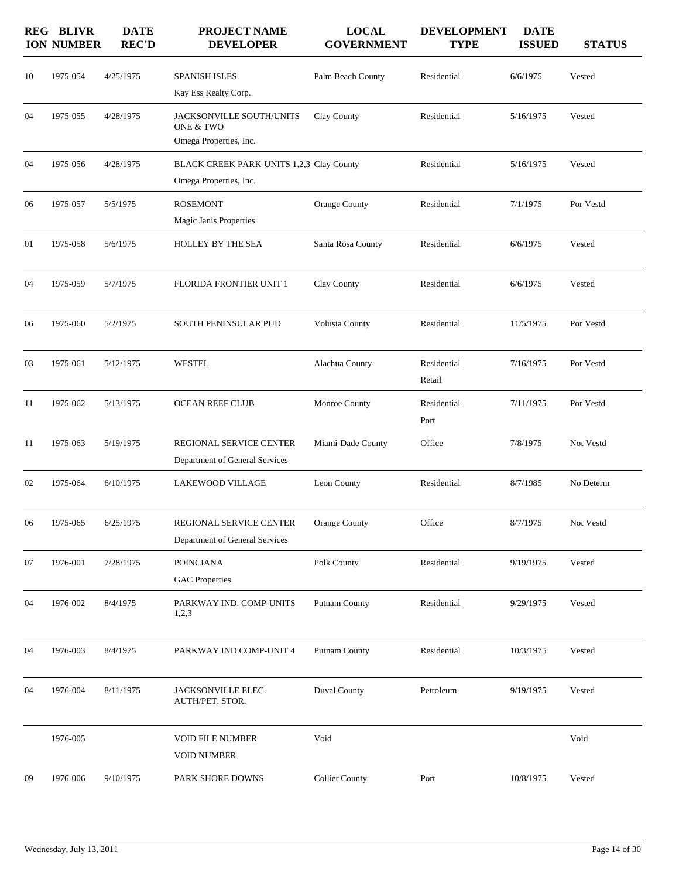| REGION | BLIVR NUMBER | DATE REC'D | PROJECT NAME DEVELOPER | LOCAL GOVERNMENT | DEVELOPMENT TYPE | DATE ISSUED | STATUS |
|---|---|---|---|---|---|---|---|
| 10 | 1975-054 | 4/25/1975 | SPANISH ISLES<br>Kay Ess Realty Corp. | Palm Beach County | Residential | 6/6/1975 | Vested |
| 04 | 1975-055 | 4/28/1975 | JACKSONVILLE SOUTH/UNITS ONE & TWO<br>Omega Properties, Inc. | Clay County | Residential | 5/16/1975 | Vested |
| 04 | 1975-056 | 4/28/1975 | BLACK CREEK PARK-UNITS 1,2,3<br>Omega Properties, Inc. | Clay County | Residential | 5/16/1975 | Vested |
| 06 | 1975-057 | 5/5/1975 | ROSEMONT<br>Magic Janis Properties | Orange County | Residential | 7/1/1975 | Por Vestd |
| 01 | 1975-058 | 5/6/1975 | HOLLEY BY THE SEA | Santa Rosa County | Residential | 6/6/1975 | Vested |
| 04 | 1975-059 | 5/7/1975 | FLORIDA FRONTIER UNIT 1 | Clay County | Residential | 6/6/1975 | Vested |
| 06 | 1975-060 | 5/2/1975 | SOUTH PENINSULAR PUD | Volusia County | Residential | 11/5/1975 | Por Vestd |
| 03 | 1975-061 | 5/12/1975 | WESTEL | Alachua County | Residential<br>Retail | 7/16/1975 | Por Vestd |
| 11 | 1975-062 | 5/13/1975 | OCEAN REEF CLUB | Monroe County | Residential<br>Port | 7/11/1975 | Por Vestd |
| 11 | 1975-063 | 5/19/1975 | REGIONAL SERVICE CENTER<br>Department of General Services | Miami-Dade County | Office | 7/8/1975 | Not Vestd |
| 02 | 1975-064 | 6/10/1975 | LAKEWOOD VILLAGE | Leon County | Residential | 8/7/1985 | No Determ |
| 06 | 1975-065 | 6/25/1975 | REGIONAL SERVICE CENTER<br>Department of General Services | Orange County | Office | 8/7/1975 | Not Vestd |
| 07 | 1976-001 | 7/28/1975 | POINCIANA<br>GAC Properties | Polk County | Residential | 9/19/1975 | Vested |
| 04 | 1976-002 | 8/4/1975 | PARKWAY IND. COMP-UNITS 1,2,3 | Putnam County | Residential | 9/29/1975 | Vested |
| 04 | 1976-003 | 8/4/1975 | PARKWAY IND.COMP-UNIT 4 | Putnam County | Residential | 10/3/1975 | Vested |
| 04 | 1976-004 | 8/11/1975 | JACKSONVILLE ELEC. AUTH/PET. STOR. | Duval County | Petroleum | 9/19/1975 | Vested |
| | 1976-005 | | VOID FILE NUMBER<br>VOID NUMBER | Void | | | Void |
| 09 | 1976-006 | 9/10/1975 | PARK SHORE DOWNS | Collier County | Port | 10/8/1975 | Vested |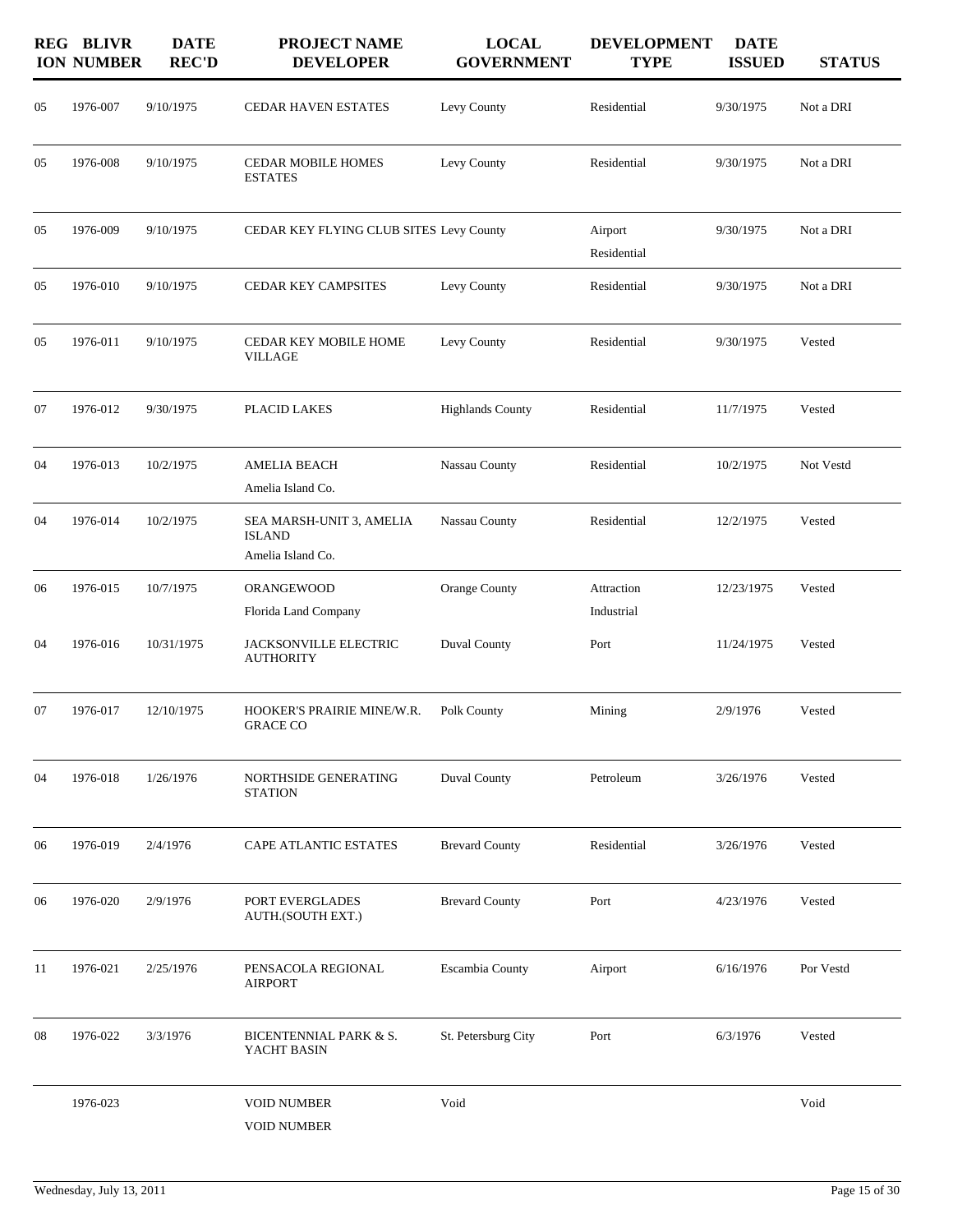| REGION | BLIVR NUMBER | DATE REC'D | PROJECT NAME DEVELOPER | LOCAL GOVERNMENT | DEVELOPMENT TYPE | DATE ISSUED | STATUS |
|---|---|---|---|---|---|---|---|
| 05 | 1976-007 | 9/10/1975 | CEDAR HAVEN ESTATES | Levy County | Residential | 9/30/1975 | Not a DRI |
| 05 | 1976-008 | 9/10/1975 | CEDAR MOBILE HOMES ESTATES | Levy County | Residential | 9/30/1975 | Not a DRI |
| 05 | 1976-009 | 9/10/1975 | CEDAR KEY FLYING CLUB SITES | Levy County | Airport Residential | 9/30/1975 | Not a DRI |
| 05 | 1976-010 | 9/10/1975 | CEDAR KEY CAMPSITES | Levy County | Residential | 9/30/1975 | Not a DRI |
| 05 | 1976-011 | 9/10/1975 | CEDAR KEY MOBILE HOME VILLAGE | Levy County | Residential | 9/30/1975 | Vested |
| 07 | 1976-012 | 9/30/1975 | PLACID LAKES | Highlands County | Residential | 11/7/1975 | Vested |
| 04 | 1976-013 | 10/2/1975 | AMELIA BEACH<br>Amelia Island Co. | Nassau County | Residential | 10/2/1975 | Not Vestd |
| 04 | 1976-014 | 10/2/1975 | SEA MARSH-UNIT 3, AMELIA ISLAND<br>Amelia Island Co. | Nassau County | Residential | 12/2/1975 | Vested |
| 06 | 1976-015 | 10/7/1975 | ORANGEWOOD<br>Florida Land Company | Orange County | Attraction Industrial | 12/23/1975 | Vested |
| 04 | 1976-016 | 10/31/1975 | JACKSONVILLE ELECTRIC AUTHORITY | Duval County | Port | 11/24/1975 | Vested |
| 07 | 1976-017 | 12/10/1975 | HOOKER'S PRAIRIE MINE/W.R. GRACE CO | Polk County | Mining | 2/9/1976 | Vested |
| 04 | 1976-018 | 1/26/1976 | NORTHSIDE GENERATING STATION | Duval County | Petroleum | 3/26/1976 | Vested |
| 06 | 1976-019 | 2/4/1976 | CAPE ATLANTIC ESTATES | Brevard County | Residential | 3/26/1976 | Vested |
| 06 | 1976-020 | 2/9/1976 | PORT EVERGLADES AUTH.(SOUTH EXT.) | Brevard County | Port | 4/23/1976 | Vested |
| 11 | 1976-021 | 2/25/1976 | PENSACOLA REGIONAL AIRPORT | Escambia County | Airport | 6/16/1976 | Por Vestd |
| 08 | 1976-022 | 3/3/1976 | BICENTENNIAL PARK & S. YACHT BASIN | St. Petersburg City | Port | 6/3/1976 | Vested |
| | 1976-023 | | VOID NUMBER<br>VOID NUMBER | Void | | | Void |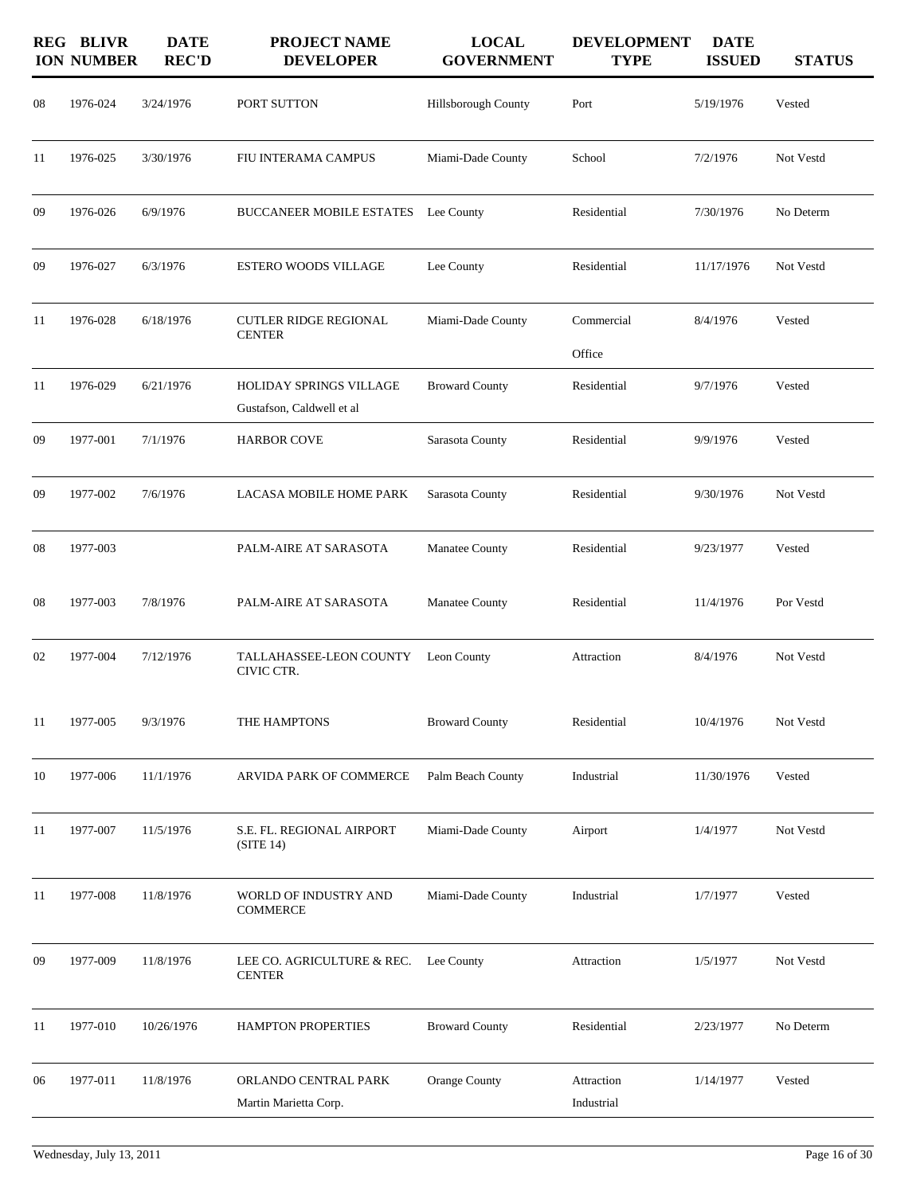| REGION | BLIVR NUMBER | DATE REC'D | PROJECT NAME DEVELOPER | LOCAL GOVERNMENT | DEVELOPMENT TYPE | DATE ISSUED | STATUS |
|---|---|---|---|---|---|---|---|
| 08 | 1976-024 | 3/24/1976 | PORT SUTTON | Hillsborough County | Port | 5/19/1976 | Vested |
| 11 | 1976-025 | 3/30/1976 | FIU INTERAMA CAMPUS | Miami-Dade County | School | 7/2/1976 | Not Vestd |
| 09 | 1976-026 | 6/9/1976 | BUCCANEER MOBILE ESTATES | Lee County | Residential | 7/30/1976 | No Determ |
| 09 | 1976-027 | 6/3/1976 | ESTERO WOODS VILLAGE | Lee County | Residential | 11/17/1976 | Not Vestd |
| 11 | 1976-028 | 6/18/1976 | CUTLER RIDGE REGIONAL CENTER | Miami-Dade County | Commercial<br>Office | 8/4/1976 | Vested |
| 11 | 1976-029 | 6/21/1976 | HOLIDAY SPRINGS VILLAGE<br>Gustafson, Caldwell et al | Broward County | Residential | 9/7/1976 | Vested |
| 09 | 1977-001 | 7/1/1976 | HARBOR COVE | Sarasota County | Residential | 9/9/1976 | Vested |
| 09 | 1977-002 | 7/6/1976 | LACASA MOBILE HOME PARK | Sarasota County | Residential | 9/30/1976 | Not Vestd |
| 08 | 1977-003 | | PALM-AIRE AT SARASOTA | Manatee County | Residential | 9/23/1977 | Vested |
| 08 | 1977-003 | 7/8/1976 | PALM-AIRE AT SARASOTA | Manatee County | Residential | 11/4/1976 | Por Vestd |
| 02 | 1977-004 | 7/12/1976 | TALLAHASSEE-LEON COUNTY CIVIC CTR. | Leon County | Attraction | 8/4/1976 | Not Vestd |
| 11 | 1977-005 | 9/3/1976 | THE HAMPTONS | Broward County | Residential | 10/4/1976 | Not Vestd |
| 10 | 1977-006 | 11/1/1976 | ARVIDA PARK OF COMMERCE | Palm Beach County | Industrial | 11/30/1976 | Vested |
| 11 | 1977-007 | 11/5/1976 | S.E. FL. REGIONAL AIRPORT (SITE 14) | Miami-Dade County | Airport | 1/4/1977 | Not Vestd |
| 11 | 1977-008 | 11/8/1976 | WORLD OF INDUSTRY AND COMMERCE | Miami-Dade County | Industrial | 1/7/1977 | Vested |
| 09 | 1977-009 | 11/8/1976 | LEE CO. AGRICULTURE & REC. CENTER | Lee County | Attraction | 1/5/1977 | Not Vestd |
| 11 | 1977-010 | 10/26/1976 | HAMPTON PROPERTIES | Broward County | Residential | 2/23/1977 | No Determ |
| 06 | 1977-011 | 11/8/1976 | ORLANDO CENTRAL PARK<br>Martin Marietta Corp. | Orange County | Attraction<br>Industrial | 1/14/1977 | Vested |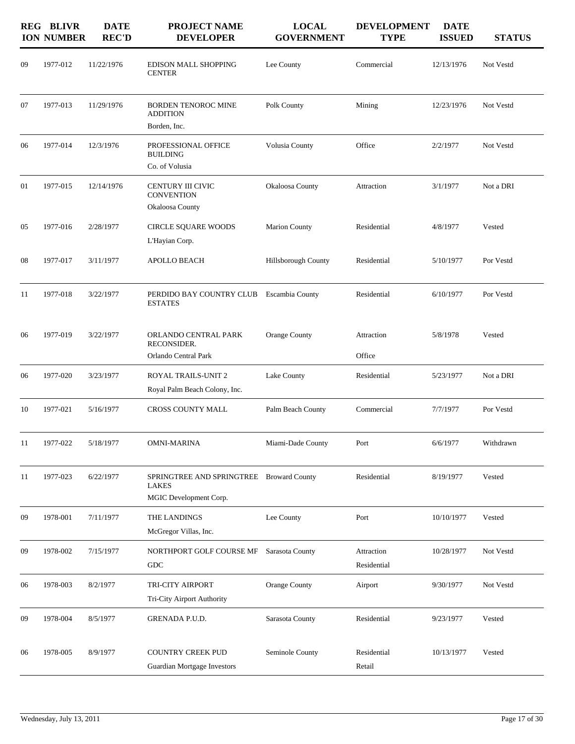| REGION | BLIVR NUMBER | DATE REC'D | PROJECT NAME DEVELOPER | LOCAL GOVERNMENT | DEVELOPMENT TYPE | DATE ISSUED | STATUS |
|---|---|---|---|---|---|---|---|
| 09 | 1977-012 | 11/22/1976 | EDISON MALL SHOPPING CENTER | Lee County | Commercial | 12/13/1976 | Not Vestd |
| 07 | 1977-013 | 11/29/1976 | BORDEN TENOROC MINE ADDITION<br>Borden, Inc. | Polk County | Mining | 12/23/1976 | Not Vestd |
| 06 | 1977-014 | 12/3/1976 | PROFESSIONAL OFFICE BUILDING<br>Co. of Volusia | Volusia County | Office | 2/2/1977 | Not Vestd |
| 01 | 1977-015 | 12/14/1976 | CENTURY III CIVIC CONVENTION<br>Okaloosa County | Okaloosa County | Attraction | 3/1/1977 | Not a DRI |
| 05 | 1977-016 | 2/28/1977 | CIRCLE SQUARE WOODS<br>L'Hayian Corp. | Marion County | Residential | 4/8/1977 | Vested |
| 08 | 1977-017 | 3/11/1977 | APOLLO BEACH | Hillsborough County | Residential | 5/10/1977 | Por Vestd |
| 11 | 1977-018 | 3/22/1977 | PERDIDO BAY COUNTRY CLUB ESTATES | Escambia County | Residential | 6/10/1977 | Por Vestd |
| 06 | 1977-019 | 3/22/1977 | ORLANDO CENTRAL PARK RECONSIDER.<br>Orlando Central Park | Orange County | Attraction<br>Office | 5/8/1978 | Vested |
| 06 | 1977-020 | 3/23/1977 | ROYAL TRAILS-UNIT 2<br>Royal Palm Beach Colony, Inc. | Lake County | Residential | 5/23/1977 | Not a DRI |
| 10 | 1977-021 | 5/16/1977 | CROSS COUNTY MALL | Palm Beach County | Commercial | 7/7/1977 | Por Vestd |
| 11 | 1977-022 | 5/18/1977 | OMNI-MARINA | Miami-Dade County | Port | 6/6/1977 | Withdrawn |
| 11 | 1977-023 | 6/22/1977 | SPRINGTREE AND SPRINGTREE LAKES<br>MGIC Development Corp. | Broward County | Residential | 8/19/1977 | Vested |
| 09 | 1978-001 | 7/11/1977 | THE LANDINGS<br>McGregor Villas, Inc. | Lee County | Port | 10/10/1977 | Vested |
| 09 | 1978-002 | 7/15/1977 | NORTHPORT GOLF COURSE MF<br>GDC | Sarasota County | Attraction<br>Residential | 10/28/1977 | Not Vestd |
| 06 | 1978-003 | 8/2/1977 | TRI-CITY AIRPORT<br>Tri-City Airport Authority | Orange County | Airport | 9/30/1977 | Not Vestd |
| 09 | 1978-004 | 8/5/1977 | GRENADA P.U.D. | Sarasota County | Residential | 9/23/1977 | Vested |
| 06 | 1978-005 | 8/9/1977 | COUNTRY CREEK PUD<br>Guardian Mortgage Investors | Seminole County | Residential<br>Retail | 10/13/1977 | Vested |

Wednesday, July 13, 2011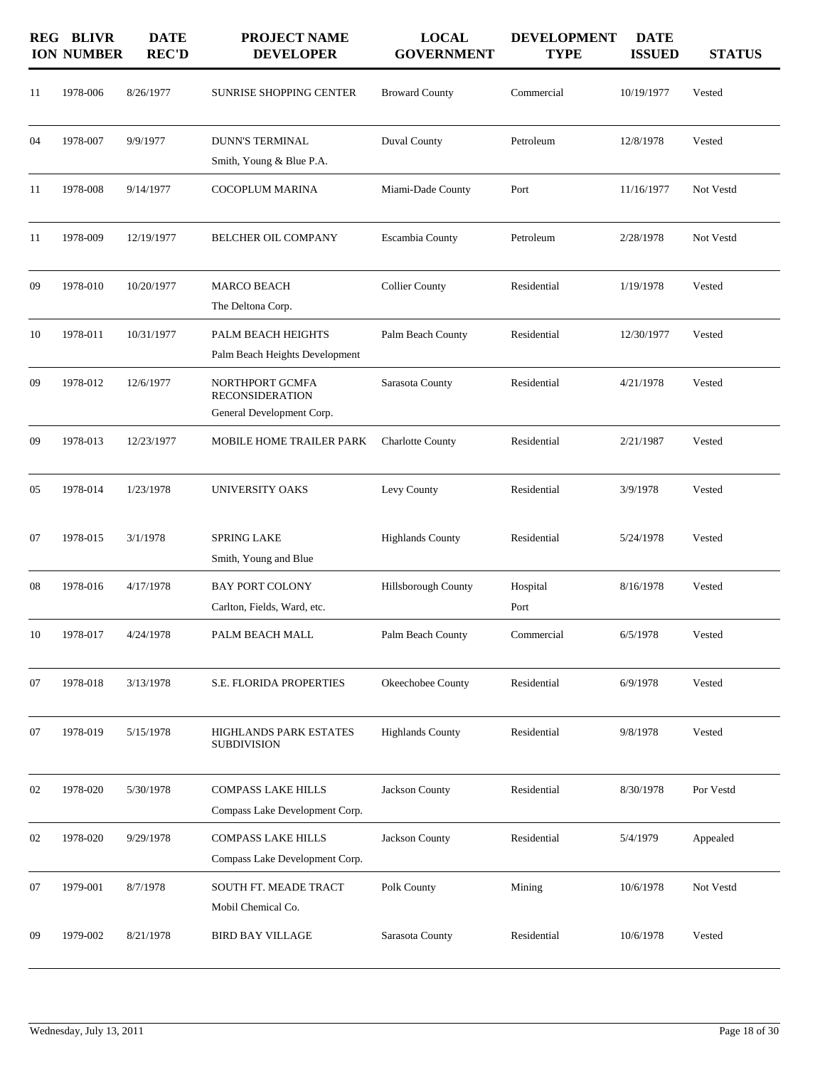| REGION | BLIVR NUMBER | DATE REC'D | PROJECT NAME DEVELOPER | LOCAL GOVERNMENT | DEVELOPMENT TYPE | DATE ISSUED | STATUS |
|---|---|---|---|---|---|---|---|
| 11 | 1978-006 | 8/26/1977 | SUNRISE SHOPPING CENTER | Broward County | Commercial | 10/19/1977 | Vested |
| 04 | 1978-007 | 9/9/1977 | DUNN'S TERMINAL<br>Smith, Young & Blue P.A. | Duval County | Petroleum | 12/8/1978 | Vested |
| 11 | 1978-008 | 9/14/1977 | COCOPLUM MARINA | Miami-Dade County | Port | 11/16/1977 | Not Vestd |
| 11 | 1978-009 | 12/19/1977 | BELCHER OIL COMPANY | Escambia County | Petroleum | 2/28/1978 | Not Vestd |
| 09 | 1978-010 | 10/20/1977 | MARCO BEACH<br>The Deltona Corp. | Collier County | Residential | 1/19/1978 | Vested |
| 10 | 1978-011 | 10/31/1977 | PALM BEACH HEIGHTS<br>Palm Beach Heights Development | Palm Beach County | Residential | 12/30/1977 | Vested |
| 09 | 1978-012 | 12/6/1977 | NORTHPORT GCMFA RECONSIDERATION<br>General Development Corp. | Sarasota County | Residential | 4/21/1978 | Vested |
| 09 | 1978-013 | 12/23/1977 | MOBILE HOME TRAILER PARK | Charlotte County | Residential | 2/21/1987 | Vested |
| 05 | 1978-014 | 1/23/1978 | UNIVERSITY OAKS | Levy County | Residential | 3/9/1978 | Vested |
| 07 | 1978-015 | 3/1/1978 | SPRING LAKE<br>Smith, Young and Blue | Highlands County | Residential | 5/24/1978 | Vested |
| 08 | 1978-016 | 4/17/1978 | BAY PORT COLONY<br>Carlton, Fields, Ward, etc. | Hillsborough County | Hospital<br>Port | 8/16/1978 | Vested |
| 10 | 1978-017 | 4/24/1978 | PALM BEACH MALL | Palm Beach County | Commercial | 6/5/1978 | Vested |
| 07 | 1978-018 | 3/13/1978 | S.E. FLORIDA PROPERTIES | Okeechobee County | Residential | 6/9/1978 | Vested |
| 07 | 1978-019 | 5/15/1978 | HIGHLANDS PARK ESTATES SUBDIVISION | Highlands County | Residential | 9/8/1978 | Vested |
| 02 | 1978-020 | 5/30/1978 | COMPASS LAKE HILLS<br>Compass Lake Development Corp. | Jackson County | Residential | 8/30/1978 | Por Vestd |
| 02 | 1978-020 | 9/29/1978 | COMPASS LAKE HILLS<br>Compass Lake Development Corp. | Jackson County | Residential | 5/4/1979 | Appealed |
| 07 | 1979-001 | 8/7/1978 | SOUTH FT. MEADE TRACT<br>Mobil Chemical Co. | Polk County | Mining | 10/6/1978 | Not Vestd |
| 09 | 1979-002 | 8/21/1978 | BIRD BAY VILLAGE | Sarasota County | Residential | 10/6/1978 | Vested |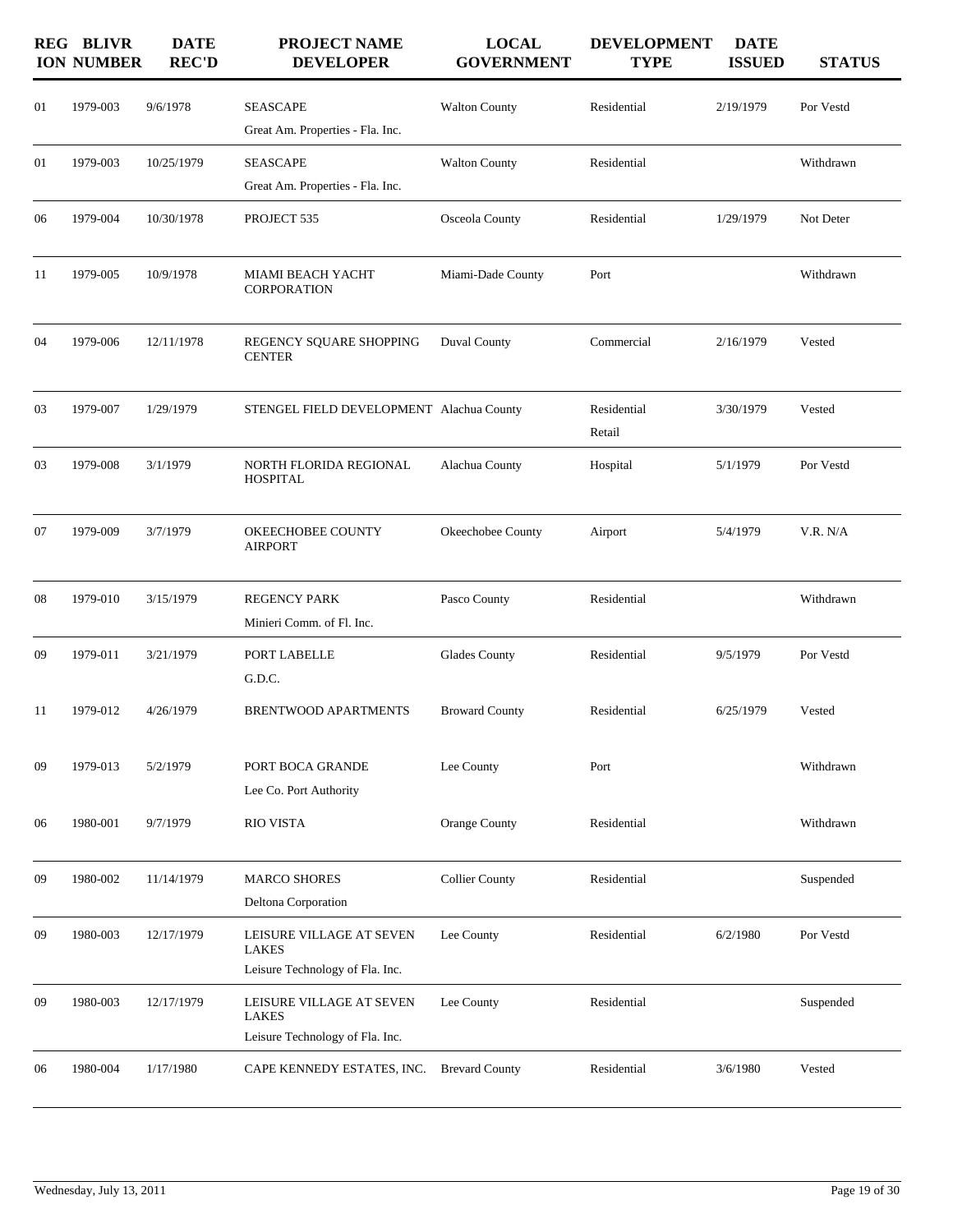| REGION | BLIVR NUMBER | DATE REC'D | PROJECT NAME DEVELOPER | LOCAL GOVERNMENT | DEVELOPMENT TYPE | DATE ISSUED | STATUS |
|---|---|---|---|---|---|---|---|
| 01 | 1979-003 | 9/6/1978 | SEASCAPE<br>Great Am. Properties - Fla. Inc. | Walton County | Residential | 2/19/1979 | Por Vestd |
| 01 | 1979-003 | 10/25/1979 | SEASCAPE<br>Great Am. Properties - Fla. Inc. | Walton County | Residential | | Withdrawn |
| 06 | 1979-004 | 10/30/1978 | PROJECT 535 | Osceola County | Residential | 1/29/1979 | Not Deter |
| 11 | 1979-005 | 10/9/1978 | MIAMI BEACH YACHT CORPORATION | Miami-Dade County | Port | | Withdrawn |
| 04 | 1979-006 | 12/11/1978 | REGENCY SQUARE SHOPPING CENTER | Duval County | Commercial | 2/16/1979 | Vested |
| 03 | 1979-007 | 1/29/1979 | STENGEL FIELD DEVELOPMENT | Alachua County | Residential<br>Retail | 3/30/1979 | Vested |
| 03 | 1979-008 | 3/1/1979 | NORTH FLORIDA REGIONAL HOSPITAL | Alachua County | Hospital | 5/1/1979 | Por Vestd |
| 07 | 1979-009 | 3/7/1979 | OKEECHOBEE COUNTY AIRPORT | Okeechobee County | Airport | 5/4/1979 | V.R. N/A |
| 08 | 1979-010 | 3/15/1979 | REGENCY PARK<br>Minieri Comm. of Fl. Inc. | Pasco County | Residential | | Withdrawn |
| 09 | 1979-011 | 3/21/1979 | PORT LABELLE<br>G.D.C. | Glades County | Residential | 9/5/1979 | Por Vestd |
| 11 | 1979-012 | 4/26/1979 | BRENTWOOD APARTMENTS | Broward County | Residential | 6/25/1979 | Vested |
| 09 | 1979-013 | 5/2/1979 | PORT BOCA GRANDE<br>Lee Co. Port Authority | Lee County | Port | | Withdrawn |
| 06 | 1980-001 | 9/7/1979 | RIO VISTA | Orange County | Residential | | Withdrawn |
| 09 | 1980-002 | 11/14/1979 | MARCO SHORES<br>Deltona Corporation | Collier County | Residential | | Suspended |
| 09 | 1980-003 | 12/17/1979 | LEISURE VILLAGE AT SEVEN LAKES<br>Leisure Technology of Fla. Inc. | Lee County | Residential | 6/2/1980 | Por Vestd |
| 09 | 1980-003 | 12/17/1979 | LEISURE VILLAGE AT SEVEN LAKES<br>Leisure Technology of Fla. Inc. | Lee County | Residential | | Suspended |
| 06 | 1980-004 | 1/17/1980 | CAPE KENNEDY ESTATES, INC. | Brevard County | Residential | 3/6/1980 | Vested |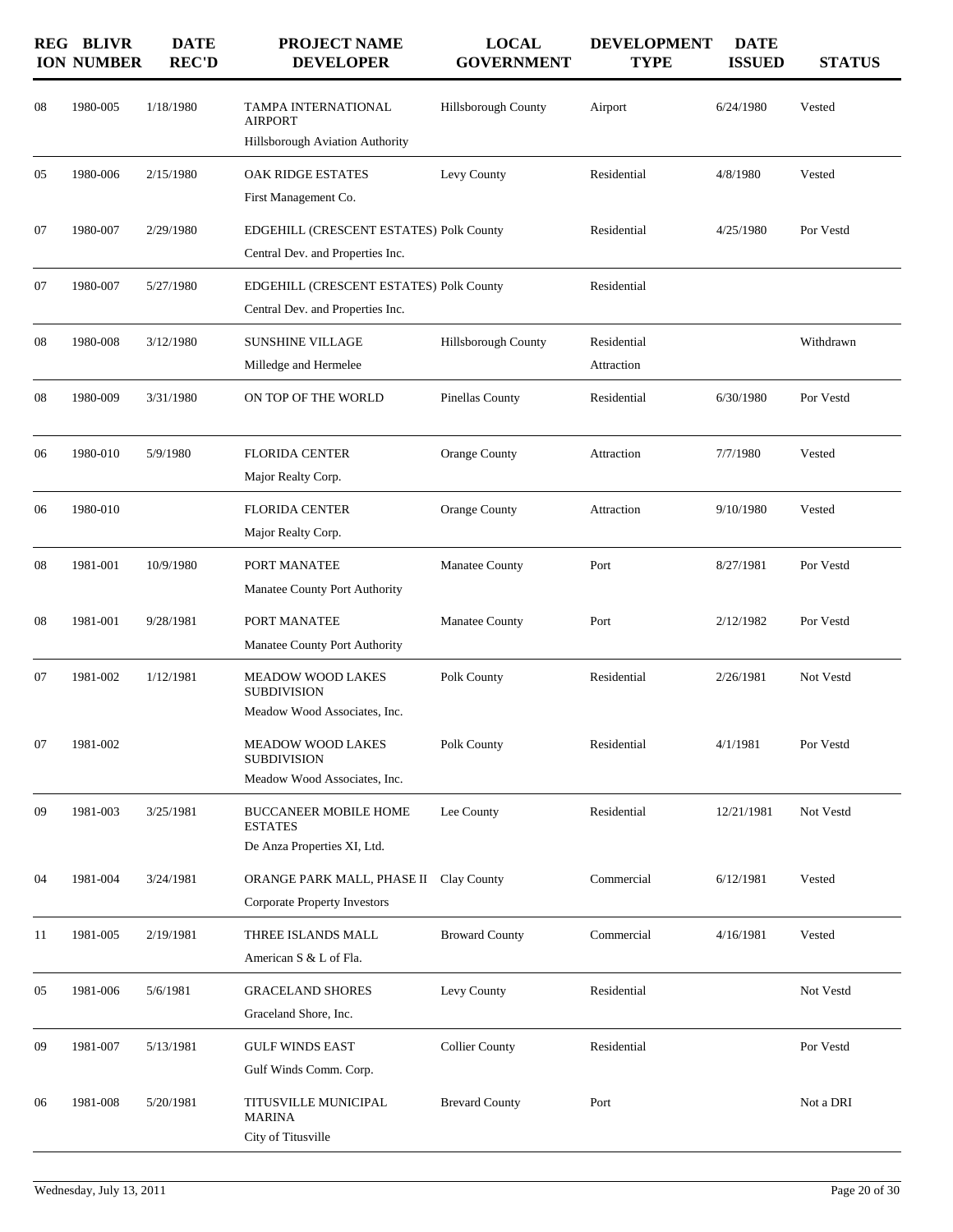| REGION | BLIVR NUMBER | DATE REC'D | PROJECT NAME / DEVELOPER | LOCAL GOVERNMENT | DEVELOPMENT TYPE | DATE ISSUED | STATUS |
|---|---|---|---|---|---|---|---|
| 08 | 1980-005 | 1/18/1980 | TAMPA INTERNATIONAL AIRPORT<br>Hillsborough Aviation Authority | Hillsborough County | Airport | 6/24/1980 | Vested |
| 05 | 1980-006 | 2/15/1980 | OAK RIDGE ESTATES<br>First Management Co. | Levy County | Residential | 4/8/1980 | Vested |
| 07 | 1980-007 | 2/29/1980 | EDGEHILL (CRESCENT ESTATES)<br>Central Dev. and Properties Inc. | Polk County | Residential | 4/25/1980 | Por Vestd |
| 07 | 1980-007 | 5/27/1980 | EDGEHILL (CRESCENT ESTATES)<br>Central Dev. and Properties Inc. | Polk County | Residential | | |
| 08 | 1980-008 | 3/12/1980 | SUNSHINE VILLAGE<br>Milledge and Hermelee | Hillsborough County | Residential<br>Attraction | | Withdrawn |
| 08 | 1980-009 | 3/31/1980 | ON TOP OF THE WORLD | Pinellas County | Residential | 6/30/1980 | Por Vestd |
| 06 | 1980-010 | 5/9/1980 | FLORIDA CENTER<br>Major Realty Corp. | Orange County | Attraction | 7/7/1980 | Vested |
| 06 | 1980-010 | | FLORIDA CENTER<br>Major Realty Corp. | Orange County | Attraction | 9/10/1980 | Vested |
| 08 | 1981-001 | 10/9/1980 | PORT MANATEE<br>Manatee County Port Authority | Manatee County | Port | 8/27/1981 | Por Vestd |
| 08 | 1981-001 | 9/28/1981 | PORT MANATEE<br>Manatee County Port Authority | Manatee County | Port | 2/12/1982 | Por Vestd |
| 07 | 1981-002 | 1/12/1981 | MEADOW WOOD LAKES SUBDIVISION<br>Meadow Wood Associates, Inc. | Polk County | Residential | 2/26/1981 | Not Vestd |
| 07 | 1981-002 | | MEADOW WOOD LAKES SUBDIVISION<br>Meadow Wood Associates, Inc. | Polk County | Residential | 4/1/1981 | Por Vestd |
| 09 | 1981-003 | 3/25/1981 | BUCCANEER MOBILE HOME ESTATES<br>De Anza Properties XI, Ltd. | Lee County | Residential | 12/21/1981 | Not Vestd |
| 04 | 1981-004 | 3/24/1981 | ORANGE PARK MALL, PHASE II<br>Corporate Property Investors | Clay County | Commercial | 6/12/1981 | Vested |
| 11 | 1981-005 | 2/19/1981 | THREE ISLANDS MALL<br>American S & L of Fla. | Broward County | Commercial | 4/16/1981 | Vested |
| 05 | 1981-006 | 5/6/1981 | GRACELAND SHORES<br>Graceland Shore, Inc. | Levy County | Residential | | Not Vestd |
| 09 | 1981-007 | 5/13/1981 | GULF WINDS EAST<br>Gulf Winds Comm. Corp. | Collier County | Residential | | Por Vestd |
| 06 | 1981-008 | 5/20/1981 | TITUSVILLE MUNICIPAL MARINA<br>City of Titusville | Brevard County | Port | | Not a DRI |

Wednesday, July 13, 2011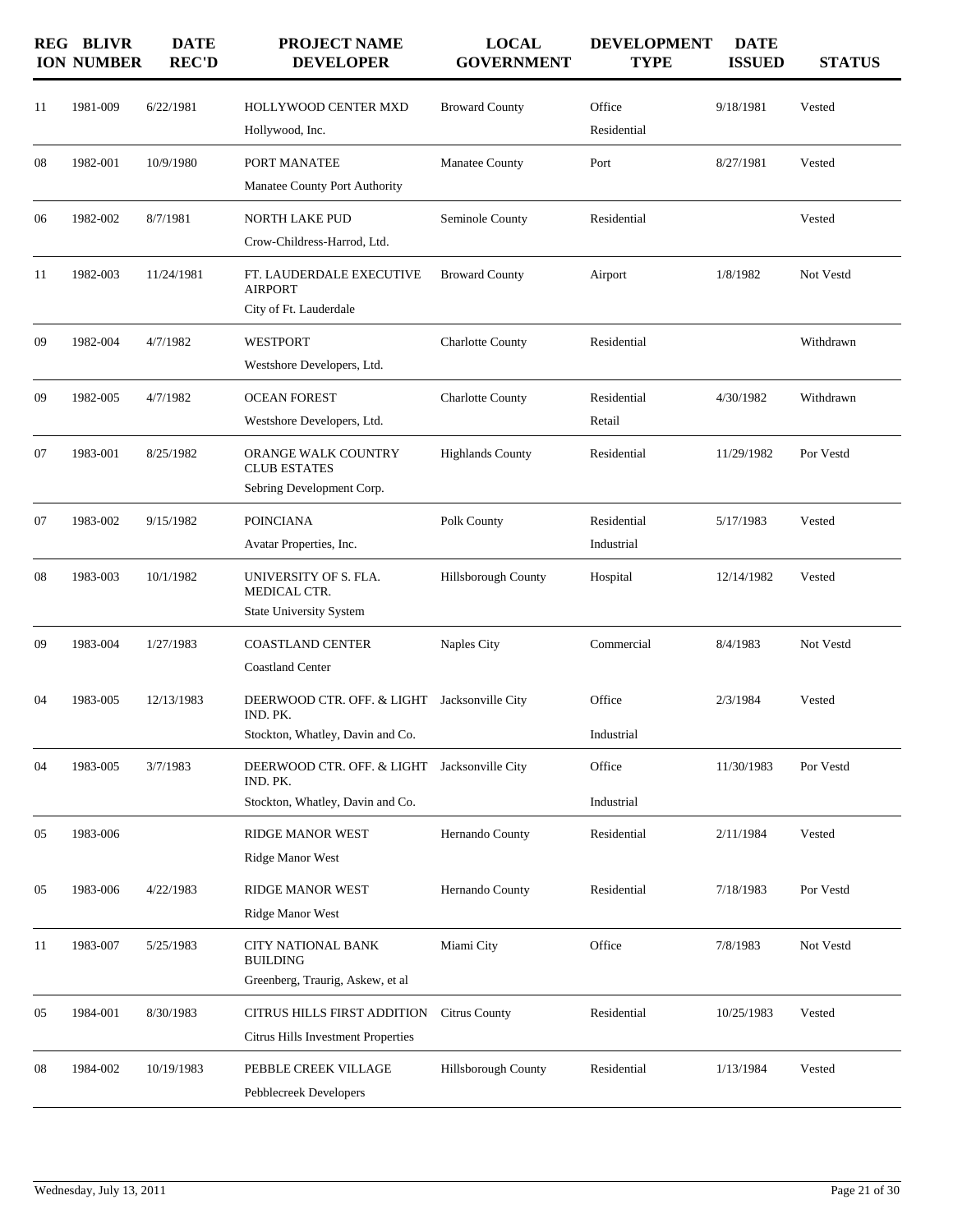| REGION | BLIVR NUMBER | DATE REC'D | PROJECT NAME<br>DEVELOPER | LOCAL GOVERNMENT | DEVELOPMENT TYPE | DATE ISSUED | STATUS |
|---|---|---|---|---|---|---|---|
| 11 | 1981-009 | 6/22/1981 | HOLLYWOOD CENTER MXD<br>Hollywood, Inc. | Broward County | Office<br>Residential | 9/18/1981 | Vested |
| 08 | 1982-001 | 10/9/1980 | PORT MANATEE<br>Manatee County Port Authority | Manatee County | Port | 8/27/1981 | Vested |
| 06 | 1982-002 | 8/7/1981 | NORTH LAKE PUD<br>Crow-Childress-Harrod, Ltd. | Seminole County | Residential | | Vested |
| 11 | 1982-003 | 11/24/1981 | FT. LAUDERDALE EXECUTIVE AIRPORT<br>City of Ft. Lauderdale | Broward County | Airport | 1/8/1982 | Not Vestd |
| 09 | 1982-004 | 4/7/1982 | WESTPORT<br>Westshore Developers, Ltd. | Charlotte County | Residential | | Withdrawn |
| 09 | 1982-005 | 4/7/1982 | OCEAN FOREST<br>Westshore Developers, Ltd. | Charlotte County | Residential<br>Retail | 4/30/1982 | Withdrawn |
| 07 | 1983-001 | 8/25/1982 | ORANGE WALK COUNTRY CLUB ESTATES<br>Sebring Development Corp. | Highlands County | Residential | 11/29/1982 | Por Vestd |
| 07 | 1983-002 | 9/15/1982 | POINCIANA<br>Avatar Properties, Inc. | Polk County | Residential<br>Industrial | 5/17/1983 | Vested |
| 08 | 1983-003 | 10/1/1982 | UNIVERSITY OF S. FLA. MEDICAL CTR.<br>State University System | Hillsborough County | Hospital | 12/14/1982 | Vested |
| 09 | 1983-004 | 1/27/1983 | COASTLAND CENTER<br>Coastland Center | Naples City | Commercial | 8/4/1983 | Not Vestd |
| 04 | 1983-005 | 12/13/1983 | DEERWOOD CTR. OFF. & LIGHT IND. PK.<br>Stockton, Whatley, Davin and Co. | Jacksonville City | Office<br>Industrial | 2/3/1984 | Vested |
| 04 | 1983-005 | 3/7/1983 | DEERWOOD CTR. OFF. & LIGHT IND. PK.<br>Stockton, Whatley, Davin and Co. | Jacksonville City | Office<br>Industrial | 11/30/1983 | Por Vestd |
| 05 | 1983-006 | | RIDGE MANOR WEST<br>Ridge Manor West | Hernando County | Residential | 2/11/1984 | Vested |
| 05 | 1983-006 | 4/22/1983 | RIDGE MANOR WEST<br>Ridge Manor West | Hernando County | Residential | 7/18/1983 | Por Vestd |
| 11 | 1983-007 | 5/25/1983 | CITY NATIONAL BANK BUILDING<br>Greenberg, Traurig, Askew, et al | Miami City | Office | 7/8/1983 | Not Vestd |
| 05 | 1984-001 | 8/30/1983 | CITRUS HILLS FIRST ADDITION<br>Citrus Hills Investment Properties | Citrus County | Residential | 10/25/1983 | Vested |
| 08 | 1984-002 | 10/19/1983 | PEBBLE CREEK VILLAGE<br>Pebblecreek Developers | Hillsborough County | Residential | 1/13/1984 | Vested |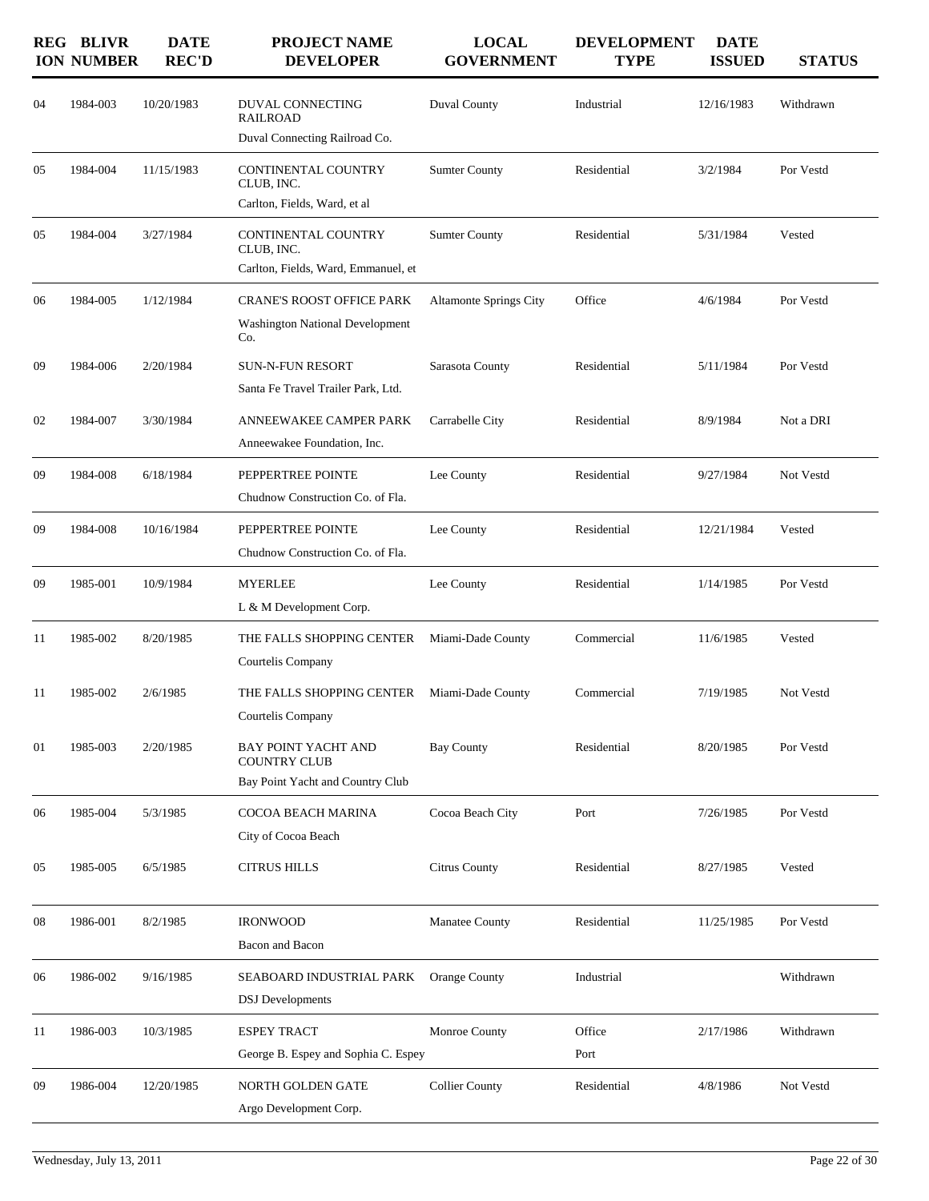| REGION | BLIVR NUMBER | DATE REC'D | PROJECT NAME<br>DEVELOPER | LOCAL GOVERNMENT | DEVELOPMENT TYPE | DATE ISSUED | STATUS |
|---|---|---|---|---|---|---|---|
| 04 | 1984-003 | 10/20/1983 | DUVAL CONNECTING RAILROAD<br>Duval Connecting Railroad Co. | Duval County | Industrial | 12/16/1983 | Withdrawn |
| 05 | 1984-004 | 11/15/1983 | CONTINENTAL COUNTRY CLUB, INC.<br>Carlton, Fields, Ward, et al | Sumter County | Residential | 3/2/1984 | Por Vestd |
| 05 | 1984-004 | 3/27/1984 | CONTINENTAL COUNTRY CLUB, INC.<br>Carlton, Fields, Ward, Emmanuel, et | Sumter County | Residential | 5/31/1984 | Vested |
| 06 | 1984-005 | 1/12/1984 | CRANE'S ROOST OFFICE PARK<br>Washington National Development Co. | Altamonte Springs City | Office | 4/6/1984 | Por Vestd |
| 09 | 1984-006 | 2/20/1984 | SUN-N-FUN RESORT<br>Santa Fe Travel Trailer Park, Ltd. | Sarasota County | Residential | 5/11/1984 | Por Vestd |
| 02 | 1984-007 | 3/30/1984 | ANNEEWAKEE CAMPER PARK<br>Anneewakee Foundation, Inc. | Carrabelle City | Residential | 8/9/1984 | Not a DRI |
| 09 | 1984-008 | 6/18/1984 | PEPPERTREE POINTE<br>Chudnow Construction Co. of Fla. | Lee County | Residential | 9/27/1984 | Not Vestd |
| 09 | 1984-008 | 10/16/1984 | PEPPERTREE POINTE<br>Chudnow Construction Co. of Fla. | Lee County | Residential | 12/21/1984 | Vested |
| 09 | 1985-001 | 10/9/1984 | MYERLEE<br>L & M Development Corp. | Lee County | Residential | 1/14/1985 | Por Vestd |
| 11 | 1985-002 | 8/20/1985 | THE FALLS SHOPPING CENTER<br>Courtelis Company | Miami-Dade County | Commercial | 11/6/1985 | Vested |
| 11 | 1985-002 | 2/6/1985 | THE FALLS SHOPPING CENTER<br>Courtelis Company | Miami-Dade County | Commercial | 7/19/1985 | Not Vestd |
| 01 | 1985-003 | 2/20/1985 | BAY POINT YACHT AND COUNTRY CLUB<br>Bay Point Yacht and Country Club | Bay County | Residential | 8/20/1985 | Por Vestd |
| 06 | 1985-004 | 5/3/1985 | COCOA BEACH MARINA<br>City of Cocoa Beach | Cocoa Beach City | Port | 7/26/1985 | Por Vestd |
| 05 | 1985-005 | 6/5/1985 | CITRUS HILLS | Citrus County | Residential | 8/27/1985 | Vested |
| 08 | 1986-001 | 8/2/1985 | IRONWOOD<br>Bacon and Bacon | Manatee County | Residential | 11/25/1985 | Por Vestd |
| 06 | 1986-002 | 9/16/1985 | SEABOARD INDUSTRIAL PARK<br>DSJ Developments | Orange County | Industrial | | Withdrawn |
| 11 | 1986-003 | 10/3/1985 | ESPEY TRACT<br>George B. Espey and Sophia C. Espey | Monroe County | Office<br>Port | 2/17/1986 | Withdrawn |
| 09 | 1986-004 | 12/20/1985 | NORTH GOLDEN GATE<br>Argo Development Corp. | Collier County | Residential | 4/8/1986 | Not Vestd |

Wednesday, July 13, 2011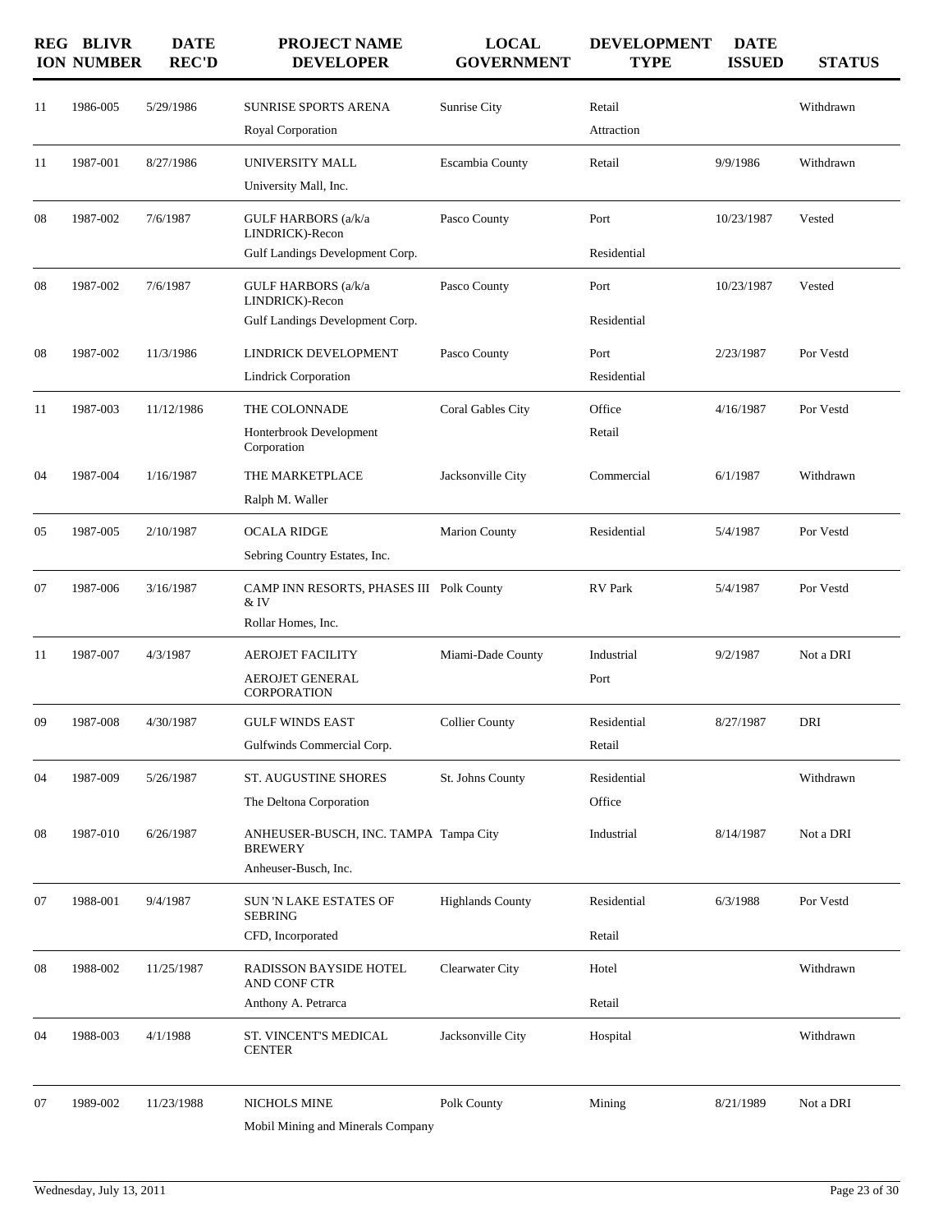| REGION | BLIVR NUMBER | DATE REC'D | PROJECT NAME DEVELOPER | LOCAL GOVERNMENT | DEVELOPMENT TYPE | DATE ISSUED | STATUS |
|---|---|---|---|---|---|---|---|
| 11 | 1986-005 | 5/29/1986 | SUNRISE SPORTS ARENA<br>Royal Corporation | Sunrise City | Retail<br>Attraction | | Withdrawn |
| 11 | 1987-001 | 8/27/1986 | UNIVERSITY MALL<br>University Mall, Inc. | Escambia County | Retail | 9/9/1986 | Withdrawn |
| 08 | 1987-002 | 7/6/1987 | GULF HARBORS (a/k/a LINDRICK)-Recon<br>Gulf Landings Development Corp. | Pasco County | Port<br>Residential | 10/23/1987 | Vested |
| 08 | 1987-002 | 7/6/1987 | GULF HARBORS (a/k/a LINDRICK)-Recon<br>Gulf Landings Development Corp. | Pasco County | Port<br>Residential | 10/23/1987 | Vested |
| 08 | 1987-002 | 11/3/1986 | LINDRICK DEVELOPMENT<br>Lindrick Corporation | Pasco County | Port<br>Residential | 2/23/1987 | Por Vestd |
| 11 | 1987-003 | 11/12/1986 | THE COLONNADE<br>Honterbrook Development Corporation | Coral Gables City | Office<br>Retail | 4/16/1987 | Por Vestd |
| 04 | 1987-004 | 1/16/1987 | THE MARKETPLACE<br>Ralph M. Waller | Jacksonville City | Commercial | 6/1/1987 | Withdrawn |
| 05 | 1987-005 | 2/10/1987 | OCALA RIDGE<br>Sebring Country Estates, Inc. | Marion County | Residential | 5/4/1987 | Por Vestd |
| 07 | 1987-006 | 3/16/1987 | CAMP INN RESORTS, PHASES III & IV<br>Rollar Homes, Inc. | Polk County | RV Park | 5/4/1987 | Por Vestd |
| 11 | 1987-007 | 4/3/1987 | AEROJET FACILITY<br>AEROJET GENERAL CORPORATION | Miami-Dade County | Industrial<br>Port | 9/2/1987 | Not a DRI |
| 09 | 1987-008 | 4/30/1987 | GULF WINDS EAST<br>Gulfwinds Commercial Corp. | Collier County | Residential<br>Retail | 8/27/1987 | DRI |
| 04 | 1987-009 | 5/26/1987 | ST. AUGUSTINE SHORES<br>The Deltona Corporation | St. Johns County | Residential<br>Office | | Withdrawn |
| 08 | 1987-010 | 6/26/1987 | ANHEUSER-BUSCH, INC. TAMPA BREWERY<br>Anheuser-Busch, Inc. | Tampa City | Industrial | 8/14/1987 | Not a DRI |
| 07 | 1988-001 | 9/4/1987 | SUN 'N LAKE ESTATES OF SEBRING<br>CFD, Incorporated | Highlands County | Residential<br>Retail | 6/3/1988 | Por Vestd |
| 08 | 1988-002 | 11/25/1987 | RADISSON BAYSIDE HOTEL AND CONF CTR<br>Anthony A. Petrarca | Clearwater City | Hotel<br>Retail | | Withdrawn |
| 04 | 1988-003 | 4/1/1988 | ST. VINCENT'S MEDICAL CENTER | Jacksonville City | Hospital | | Withdrawn |
| 07 | 1989-002 | 11/23/1988 | NICHOLS MINE<br>Mobil Mining and Minerals Company | Polk County | Mining | 8/21/1989 | Not a DRI |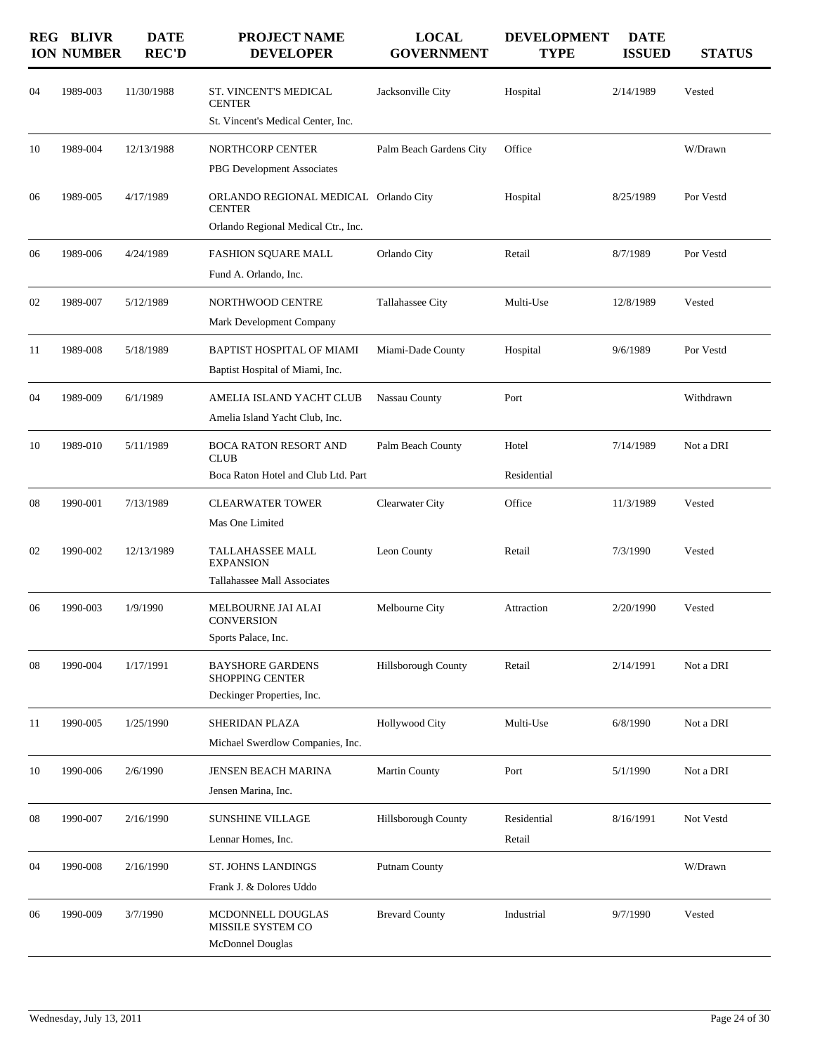| REGION | BLIVR NUMBER | DATE REC'D | PROJECT NAME DEVELOPER | LOCAL GOVERNMENT | DEVELOPMENT TYPE | DATE ISSUED | STATUS |
|---|---|---|---|---|---|---|---|
| 04 | 1989-003 | 11/30/1988 | ST. VINCENT'S MEDICAL CENTER<br>St. Vincent's Medical Center, Inc. | Jacksonville City | Hospital | 2/14/1989 | Vested |
| 10 | 1989-004 | 12/13/1988 | NORTHCORP CENTER<br>PBG Development Associates | Palm Beach Gardens City | Office | | W/Drawn |
| 06 | 1989-005 | 4/17/1989 | ORLANDO REGIONAL MEDICAL CENTER<br>Orlando Regional Medical Ctr., Inc. | Orlando City | Hospital | 8/25/1989 | Por Vestd |
| 06 | 1989-006 | 4/24/1989 | FASHION SQUARE MALL<br>Fund A. Orlando, Inc. | Orlando City | Retail | 8/7/1989 | Por Vestd |
| 02 | 1989-007 | 5/12/1989 | NORTHWOOD CENTRE<br>Mark Development Company | Tallahassee City | Multi-Use | 12/8/1989 | Vested |
| 11 | 1989-008 | 5/18/1989 | BAPTIST HOSPITAL OF MIAMI<br>Baptist Hospital of Miami, Inc. | Miami-Dade County | Hospital | 9/6/1989 | Por Vestd |
| 04 | 1989-009 | 6/1/1989 | AMELIA ISLAND YACHT CLUB<br>Amelia Island Yacht Club, Inc. | Nassau County | Port | | Withdrawn |
| 10 | 1989-010 | 5/11/1989 | BOCA RATON RESORT AND CLUB<br>Boca Raton Hotel and Club Ltd. Part | Palm Beach County | Hotel<br>Residential | 7/14/1989 | Not a DRI |
| 08 | 1990-001 | 7/13/1989 | CLEARWATER TOWER<br>Mas One Limited | Clearwater City | Office | 11/3/1989 | Vested |
| 02 | 1990-002 | 12/13/1989 | TALLAHASSEE MALL EXPANSION<br>Tallahassee Mall Associates | Leon County | Retail | 7/3/1990 | Vested |
| 06 | 1990-003 | 1/9/1990 | MELBOURNE JAI ALAI CONVERSION<br>Sports Palace, Inc. | Melbourne City | Attraction | 2/20/1990 | Vested |
| 08 | 1990-004 | 1/17/1991 | BAYSHORE GARDENS SHOPPING CENTER<br>Deckinger Properties, Inc. | Hillsborough County | Retail | 2/14/1991 | Not a DRI |
| 11 | 1990-005 | 1/25/1990 | SHERIDAN PLAZA<br>Michael Swerdlow Companies, Inc. | Hollywood City | Multi-Use | 6/8/1990 | Not a DRI |
| 10 | 1990-006 | 2/6/1990 | JENSEN BEACH MARINA<br>Jensen Marina, Inc. | Martin County | Port | 5/1/1990 | Not a DRI |
| 08 | 1990-007 | 2/16/1990 | SUNSHINE VILLAGE<br>Lennar Homes, Inc. | Hillsborough County | Residential<br>Retail | 8/16/1991 | Not Vestd |
| 04 | 1990-008 | 2/16/1990 | ST. JOHNS LANDINGS<br>Frank J. & Dolores Uddo | Putnam County | | | W/Drawn |
| 06 | 1990-009 | 3/7/1990 | MCDONNELL DOUGLAS MISSILE SYSTEM CO<br>McDonnel Douglas | Brevard County | Industrial | 9/7/1990 | Vested |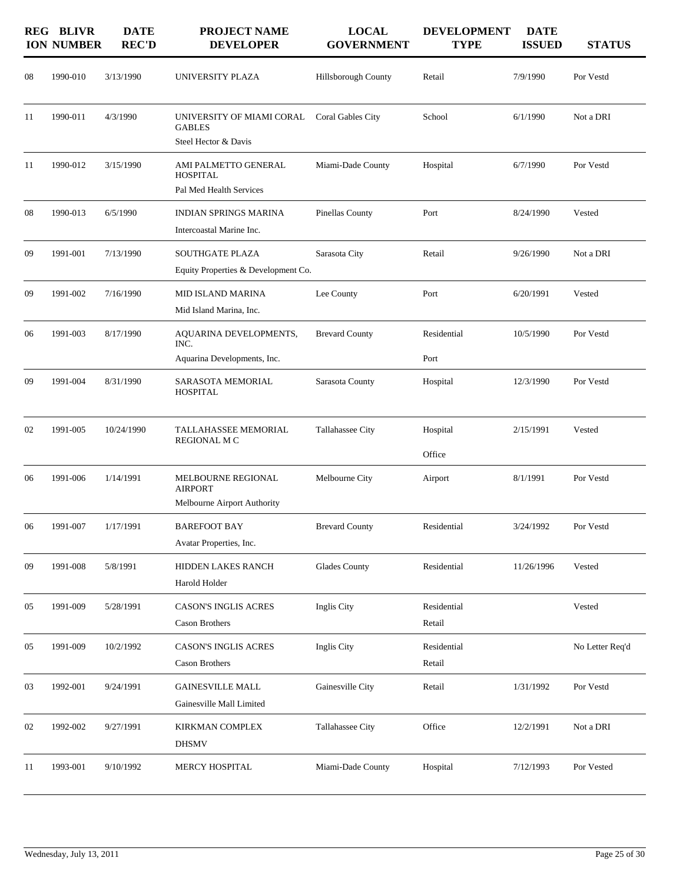| REGION | BLIVR NUMBER | DATE REC'D | PROJECT NAME DEVELOPER | LOCAL GOVERNMENT | DEVELOPMENT TYPE | DATE ISSUED | STATUS |
|---|---|---|---|---|---|---|---|
| 08 | 1990-010 | 3/13/1990 | UNIVERSITY PLAZA | Hillsborough County | Retail | 7/9/1990 | Por Vestd |
| 11 | 1990-011 | 4/3/1990 | UNIVERSITY OF MIAMI CORAL GABLES<br>Steel Hector & Davis | Coral Gables City | School | 6/1/1990 | Not a DRI |
| 11 | 1990-012 | 3/15/1990 | AMI PALMETTO GENERAL HOSPITAL<br>Pal Med Health Services | Miami-Dade County | Hospital | 6/7/1990 | Por Vestd |
| 08 | 1990-013 | 6/5/1990 | INDIAN SPRINGS MARINA<br>Intercoastal Marine Inc. | Pinellas County | Port | 8/24/1990 | Vested |
| 09 | 1991-001 | 7/13/1990 | SOUTHGATE PLAZA<br>Equity Properties & Development Co. | Sarasota City | Retail | 9/26/1990 | Not a DRI |
| 09 | 1991-002 | 7/16/1990 | MID ISLAND MARINA<br>Mid Island Marina, Inc. | Lee County | Port | 6/20/1991 | Vested |
| 06 | 1991-003 | 8/17/1990 | AQUARINA DEVELOPMENTS, INC.<br>Aquarina Developments, Inc. | Brevard County | Residential<br>Port | 10/5/1990 | Por Vestd |
| 09 | 1991-004 | 8/31/1990 | SARASOTA MEMORIAL HOSPITAL | Sarasota County | Hospital | 12/3/1990 | Por Vestd |
| 02 | 1991-005 | 10/24/1990 | TALLAHASSEE MEMORIAL REGIONAL M C | Tallahassee City | Hospital<br>Office | 2/15/1991 | Vested |
| 06 | 1991-006 | 1/14/1991 | MELBOURNE REGIONAL AIRPORT<br>Melbourne Airport Authority | Melbourne City | Airport | 8/1/1991 | Por Vestd |
| 06 | 1991-007 | 1/17/1991 | BAREFOOT BAY<br>Avatar Properties, Inc. | Brevard County | Residential | 3/24/1992 | Por Vestd |
| 09 | 1991-008 | 5/8/1991 | HIDDEN LAKES RANCH<br>Harold Holder | Glades County | Residential | 11/26/1996 | Vested |
| 05 | 1991-009 | 5/28/1991 | CASON'S INGLIS ACRES<br>Cason Brothers | Inglis City | Residential<br>Retail | | Vested |
| 05 | 1991-009 | 10/2/1992 | CASON'S INGLIS ACRES<br>Cason Brothers | Inglis City | Residential<br>Retail | | No Letter Req'd |
| 03 | 1992-001 | 9/24/1991 | GAINESVILLE MALL<br>Gainesville Mall Limited | Gainesville City | Retail | 1/31/1992 | Por Vestd |
| 02 | 1992-002 | 9/27/1991 | KIRKMAN COMPLEX<br>DHSMV | Tallahassee City | Office | 12/2/1991 | Not a DRI |
| 11 | 1993-001 | 9/10/1992 | MERCY HOSPITAL | Miami-Dade County | Hospital | 7/12/1993 | Por Vested |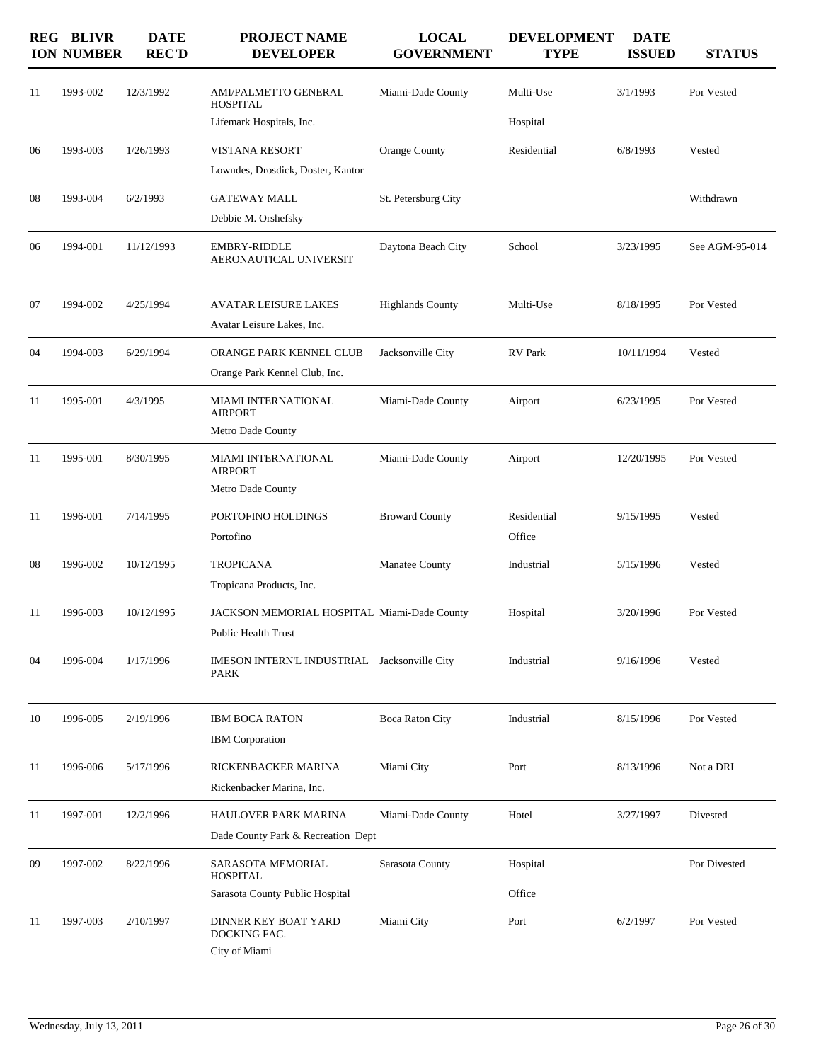| REGION | BLIVR NUMBER | DATE REC'D | PROJECT NAME DEVELOPER | LOCAL GOVERNMENT | DEVELOPMENT TYPE | DATE ISSUED | STATUS |
|---|---|---|---|---|---|---|---|
| 11 | 1993-002 | 12/3/1992 | AMI/PALMETTO GENERAL HOSPITAL<br>Lifemark Hospitals, Inc. | Miami-Dade County | Multi-Use<br>Hospital | 3/1/1993 | Por Vested |
| 06 | 1993-003 | 1/26/1993 | VISTANA RESORT<br>Lowndes, Drosdick, Doster, Kantor | Orange County | Residential | 6/8/1993 | Vested |
| 08 | 1993-004 | 6/2/1993 | GATEWAY MALL<br>Debbie M. Orshefsky | St. Petersburg City | | | Withdrawn |
| 06 | 1994-001 | 11/12/1993 | EMBRY-RIDDLE AERONAUTICAL UNIVERSIT | Daytona Beach City | School | 3/23/1995 | See AGM-95-014 |
| 07 | 1994-002 | 4/25/1994 | AVATAR LEISURE LAKES<br>Avatar Leisure Lakes, Inc. | Highlands County | Multi-Use | 8/18/1995 | Por Vested |
| 04 | 1994-003 | 6/29/1994 | ORANGE PARK KENNEL CLUB<br>Orange Park Kennel Club, Inc. | Jacksonville City | RV Park | 10/11/1994 | Vested |
| 11 | 1995-001 | 4/3/1995 | MIAMI INTERNATIONAL AIRPORT<br>Metro Dade County | Miami-Dade County | Airport | 6/23/1995 | Por Vested |
| 11 | 1995-001 | 8/30/1995 | MIAMI INTERNATIONAL AIRPORT<br>Metro Dade County | Miami-Dade County | Airport | 12/20/1995 | Por Vested |
| 11 | 1996-001 | 7/14/1995 | PORTOFINO HOLDINGS<br>Portofino | Broward County | Residential<br>Office | 9/15/1995 | Vested |
| 08 | 1996-002 | 10/12/1995 | TROPICANA<br>Tropicana Products, Inc. | Manatee County | Industrial | 5/15/1996 | Vested |
| 11 | 1996-003 | 10/12/1995 | JACKSON MEMORIAL HOSPITAL<br>Public Health Trust | Miami-Dade County | Hospital | 3/20/1996 | Por Vested |
| 04 | 1996-004 | 1/17/1996 | IMESON INTERN'L INDUSTRIAL PARK | Jacksonville City | Industrial | 9/16/1996 | Vested |
| 10 | 1996-005 | 2/19/1996 | IBM BOCA RATON<br>IBM Corporation | Boca Raton City | Industrial | 8/15/1996 | Por Vested |
| 11 | 1996-006 | 5/17/1996 | RICKENBACKER MARINA<br>Rickenbacker Marina, Inc. | Miami City | Port | 8/13/1996 | Not a DRI |
| 11 | 1997-001 | 12/2/1996 | HAULOVER PARK MARINA<br>Dade County Park & Recreation Dept | Miami-Dade County | Hotel | 3/27/1997 | Divested |
| 09 | 1997-002 | 8/22/1996 | SARASOTA MEMORIAL HOSPITAL<br>Sarasota County Public Hospital | Sarasota County | Hospital<br>Office | | Por Divested |
| 11 | 1997-003 | 2/10/1997 | DINNER KEY BOAT YARD DOCKING FAC.<br>City of Miami | Miami City | Port | 6/2/1997 | Por Vested |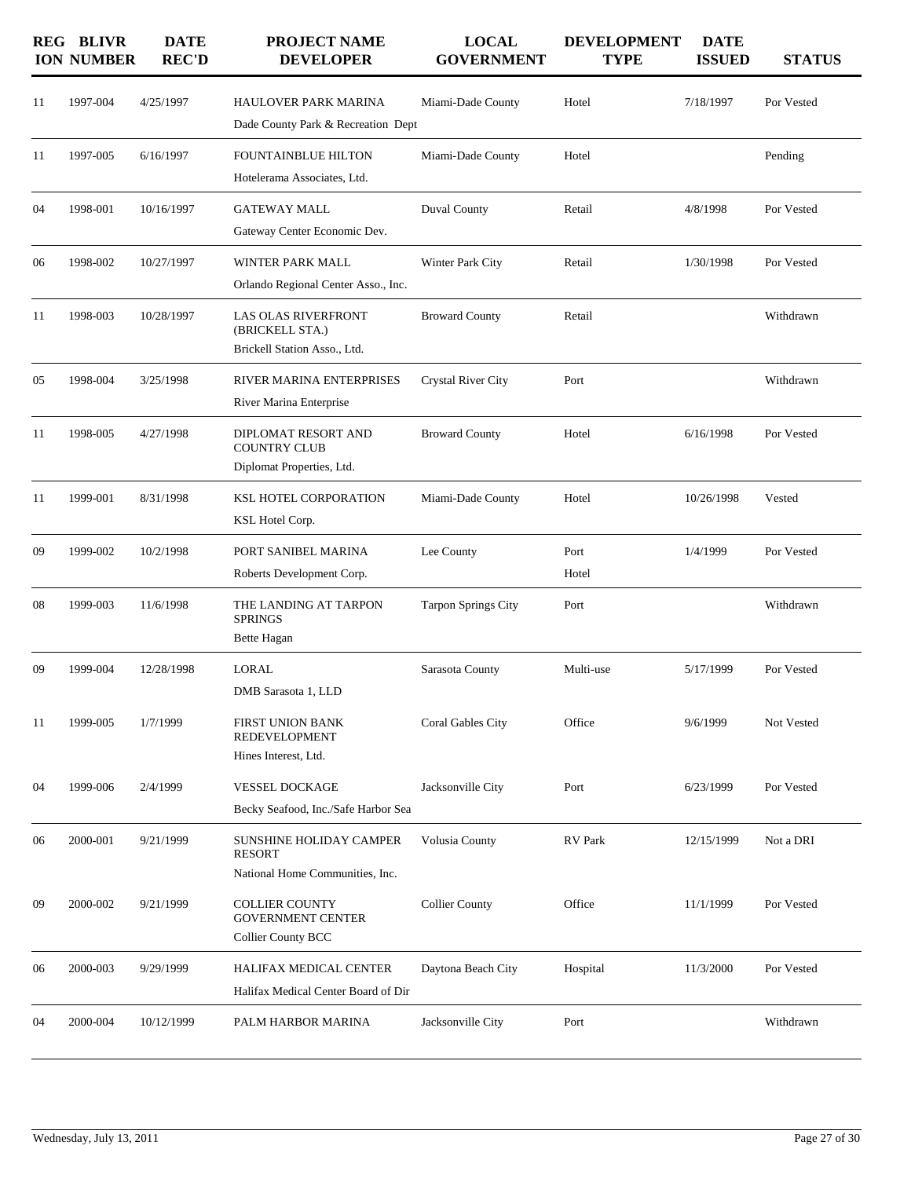| REGION | BLIVR NUMBER | DATE REC'D | PROJECT NAME DEVELOPER | LOCAL GOVERNMENT | DEVELOPMENT TYPE | DATE ISSUED | STATUS |
|---|---|---|---|---|---|---|---|
| 11 | 1997-004 | 4/25/1997 | HAULOVER PARK MARINA<br>Dade County Park & Recreation Dept | Miami-Dade County | Hotel | 7/18/1997 | Por Vested |
| 11 | 1997-005 | 6/16/1997 | FOUNTAINBLUE HILTON<br>Hotelerama Associates, Ltd. | Miami-Dade County | Hotel | | Pending |
| 04 | 1998-001 | 10/16/1997 | GATEWAY MALL<br>Gateway Center Economic Dev. | Duval County | Retail | 4/8/1998 | Por Vested |
| 06 | 1998-002 | 10/27/1997 | WINTER PARK MALL<br>Orlando Regional Center Asso., Inc. | Winter Park City | Retail | 1/30/1998 | Por Vested |
| 11 | 1998-003 | 10/28/1997 | LAS OLAS RIVERFRONT (BRICKELL STA.)<br>Brickell Station Asso., Ltd. | Broward County | Retail | | Withdrawn |
| 05 | 1998-004 | 3/25/1998 | RIVER MARINA ENTERPRISES<br>River Marina Enterprise | Crystal River City | Port | | Withdrawn |
| 11 | 1998-005 | 4/27/1998 | DIPLOMAT RESORT AND COUNTRY CLUB<br>Diplomat Properties, Ltd. | Broward County | Hotel | 6/16/1998 | Por Vested |
| 11 | 1999-001 | 8/31/1998 | KSL HOTEL CORPORATION<br>KSL Hotel Corp. | Miami-Dade County | Hotel | 10/26/1998 | Vested |
| 09 | 1999-002 | 10/2/1998 | PORT SANIBEL MARINA<br>Roberts Development Corp. | Lee County | Port<br>Hotel | 1/4/1999 | Por Vested |
| 08 | 1999-003 | 11/6/1998 | THE LANDING AT TARPON SPRINGS<br>Bette Hagan | Tarpon Springs City | Port | | Withdrawn |
| 09 | 1999-004 | 12/28/1998 | LORAL<br>DMB Sarasota 1, LLD | Sarasota County | Multi-use | 5/17/1999 | Por Vested |
| 11 | 1999-005 | 1/7/1999 | FIRST UNION BANK REDEVELOPMENT<br>Hines Interest, Ltd. | Coral Gables City | Office | 9/6/1999 | Not Vested |
| 04 | 1999-006 | 2/4/1999 | VESSEL DOCKAGE<br>Becky Seafood, Inc./Safe Harbor Sea | Jacksonville City | Port | 6/23/1999 | Por Vested |
| 06 | 2000-001 | 9/21/1999 | SUNSHINE HOLIDAY CAMPER RESORT<br>National Home Communities, Inc. | Volusia County | RV Park | 12/15/1999 | Not a DRI |
| 09 | 2000-002 | 9/21/1999 | COLLIER COUNTY GOVERNMENT CENTER<br>Collier County BCC | Collier County | Office | 11/1/1999 | Por Vested |
| 06 | 2000-003 | 9/29/1999 | HALIFAX MEDICAL CENTER<br>Halifax Medical Center Board of Dir | Daytona Beach City | Hospital | 11/3/2000 | Por Vested |
| 04 | 2000-004 | 10/12/1999 | PALM HARBOR MARINA | Jacksonville City | Port | | Withdrawn |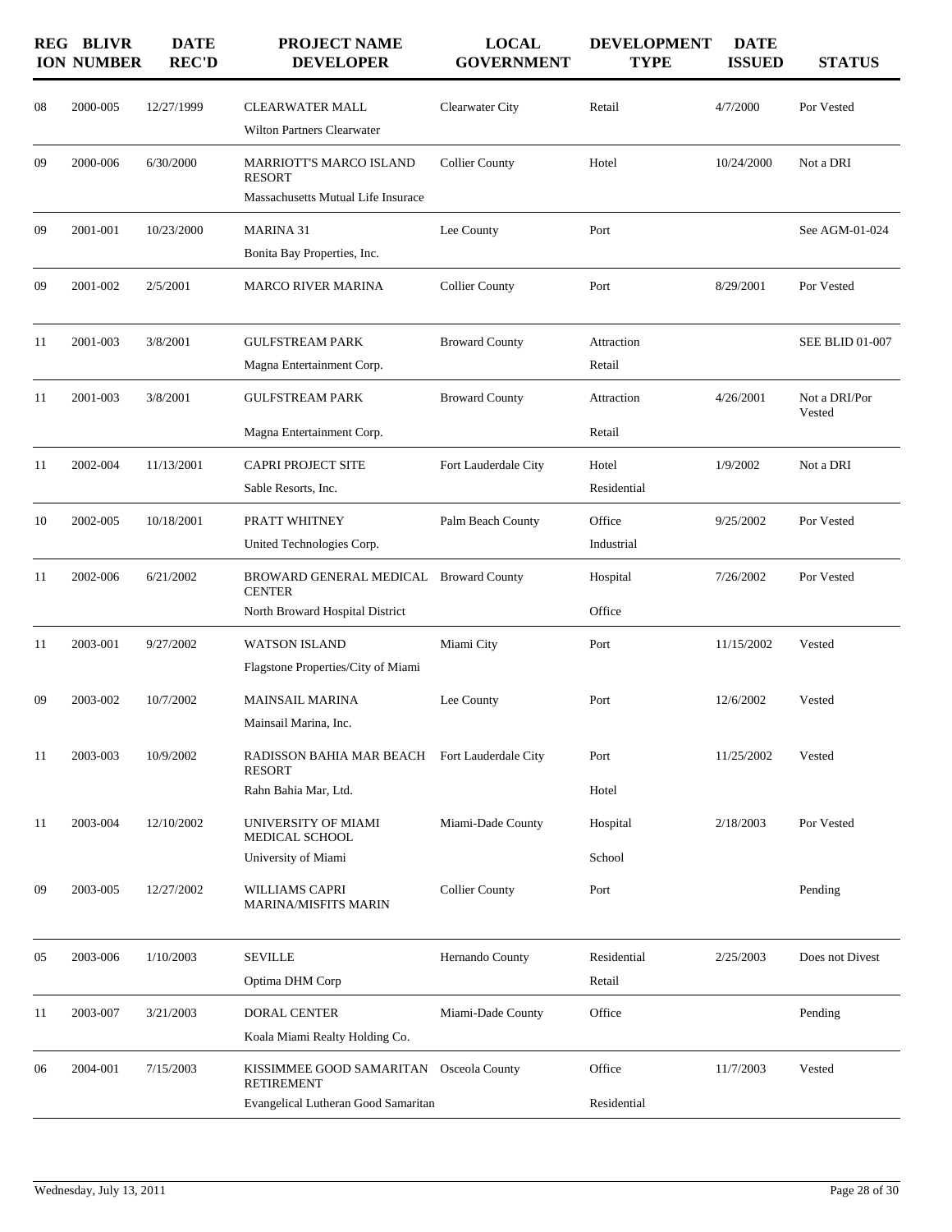| REGION | BLIVR NUMBER | DATE REC'D | PROJECT NAME DEVELOPER | LOCAL GOVERNMENT | DEVELOPMENT TYPE | DATE ISSUED | STATUS |
|---|---|---|---|---|---|---|---|
| 08 | 2000-005 | 12/27/1999 | CLEARWATER MALL<br>Wilton Partners Clearwater | Clearwater City | Retail | 4/7/2000 | Por Vested |
| 09 | 2000-006 | 6/30/2000 | MARRIOTT'S MARCO ISLAND RESORT<br>Massachusetts Mutual Life Insurace | Collier County | Hotel | 10/24/2000 | Not a DRI |
| 09 | 2001-001 | 10/23/2000 | MARINA 31<br>Bonita Bay Properties, Inc. | Lee County | Port | | See AGM-01-024 |
| 09 | 2001-002 | 2/5/2001 | MARCO RIVER MARINA | Collier County | Port | 8/29/2001 | Por Vested |
| 11 | 2001-003 | 3/8/2001 | GULFSTREAM PARK<br>Magna Entertainment Corp. | Broward County | Attraction<br>Retail | | SEE BLID 01-007 |
| 11 | 2001-003 | 3/8/2001 | GULFSTREAM PARK<br>Magna Entertainment Corp. | Broward County | Attraction<br>Retail | 4/26/2001 | Not a DRI/Por Vested |
| 11 | 2002-004 | 11/13/2001 | CAPRI PROJECT SITE<br>Sable Resorts, Inc. | Fort Lauderdale City | Hotel<br>Residential | 1/9/2002 | Not a DRI |
| 10 | 2002-005 | 10/18/2001 | PRATT WHITNEY<br>United Technologies Corp. | Palm Beach County | Office<br>Industrial | 9/25/2002 | Por Vested |
| 11 | 2002-006 | 6/21/2002 | BROWARD GENERAL MEDICAL CENTER<br>North Broward Hospital District | Broward County | Hospital<br>Office | 7/26/2002 | Por Vested |
| 11 | 2003-001 | 9/27/2002 | WATSON ISLAND<br>Flagstone Properties/City of Miami | Miami City | Port | 11/15/2002 | Vested |
| 09 | 2003-002 | 10/7/2002 | MAINSAIL MARINA<br>Mainsail Marina, Inc. | Lee County | Port | 12/6/2002 | Vested |
| 11 | 2003-003 | 10/9/2002 | RADISSON BAHIA MAR BEACH RESORT<br>Rahn Bahia Mar, Ltd. | Fort Lauderdale City | Port<br>Hotel | 11/25/2002 | Vested |
| 11 | 2003-004 | 12/10/2002 | UNIVERSITY OF MIAMI MEDICAL SCHOOL<br>University of Miami | Miami-Dade County | Hospital<br>School | 2/18/2003 | Por Vested |
| 09 | 2003-005 | 12/27/2002 | WILLIAMS CAPRI MARINA/MISFITS MARIN | Collier County | Port | | Pending |
| 05 | 2003-006 | 1/10/2003 | SEVILLE<br>Optima DHM Corp | Hernando County | Residential<br>Retail | 2/25/2003 | Does not Divest |
| 11 | 2003-007 | 3/21/2003 | DORAL CENTER<br>Koala Miami Realty Holding Co. | Miami-Dade County | Office | | Pending |
| 06 | 2004-001 | 7/15/2003 | KISSIMMEE GOOD SAMARITAN RETIREMENT<br>Evangelical Lutheran Good Samaritan | Osceola County | Office<br>Residential | 11/7/2003 | Vested |

Wednesday, July 13, 2011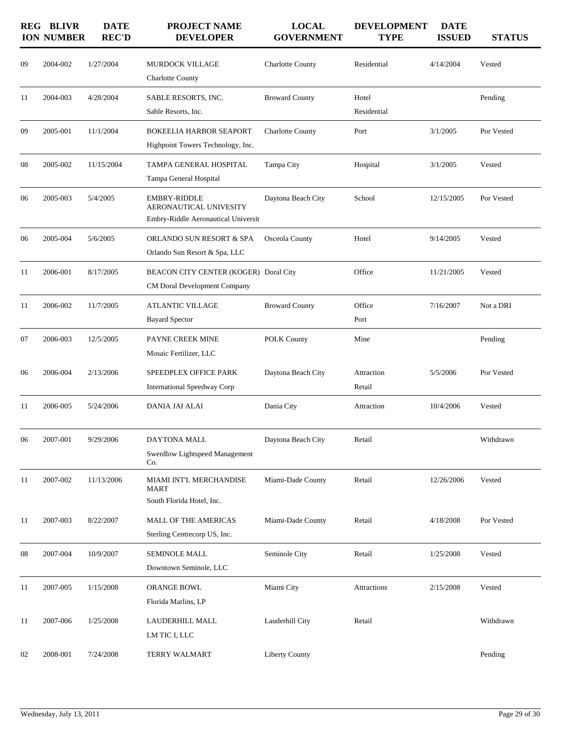| REGION | BLIVR NUMBER | DATE REC'D | PROJECT NAME DEVELOPER | LOCAL GOVERNMENT | DEVELOPMENT TYPE | DATE ISSUED | STATUS |
|---|---|---|---|---|---|---|---|
| 09 | 2004-002 | 1/27/2004 | MURDOCK VILLAGE<br>Charlotte County | Charlotte County | Residential | 4/14/2004 | Vested |
| 11 | 2004-003 | 4/28/2004 | SABLE RESORTS, INC.<br>Sable Resorts, Inc. | Broward County | Hotel<br>Residential | | Pending |
| 09 | 2005-001 | 11/1/2004 | BOKEELIA HARBOR SEAPORT<br>Highpoint Towers Technology, Inc. | Charlotte County | Port | 3/1/2005 | Por Vested |
| 08 | 2005-002 | 11/15/2004 | TAMPA GENERAL HOSPITAL<br>Tampa General Hospital | Tampa City | Hospital | 3/1/2005 | Vested |
| 06 | 2005-003 | 5/4/2005 | EMBRY-RIDDLE AERONAUTICAL UNIVESITY<br>Embry-Riddle Aeronautical Universit | Daytona Beach City | School | 12/15/2005 | Por Vested |
| 06 | 2005-004 | 5/6/2005 | ORLANDO SUN RESORT & SPA<br>Orlando Sun Resort & Spa, LLC | Osceola County | Hotel | 9/14/2005 | Vested |
| 11 | 2006-001 | 8/17/2005 | BEACON CITY CENTER (KOGER)<br>CM Doral Development Company | Doral City | Office | 11/21/2005 | Vested |
| 11 | 2006-002 | 11/7/2005 | ATLANTIC VILLAGE<br>Bayard Spector | Broward County | Office<br>Port | 7/16/2007 | Not a DRI |
| 07 | 2006-003 | 12/5/2005 | PAYNE CREEK MINE<br>Mosaic Fertilizer, LLC | POLK County | Mine | | Pending |
| 06 | 2006-004 | 2/13/2006 | SPEEDPLEX OFFICE PARK<br>International Speedway Corp | Daytona Beach City | Attraction<br>Retail | 5/5/2006 | Por Vested |
| 11 | 2006-005 | 5/24/2006 | DANIA JAI ALAI | Dania City | Attraction | 10/4/2006 | Vested |
| 06 | 2007-001 | 9/29/2006 | DAYTONA MALL<br>Swerdlow Lightspeed Management Co. | Daytona Beach City | Retail | | Withdrawn |
| 11 | 2007-002 | 11/13/2006 | MIAMI INT'L MERCHANDISE MART<br>South Florida Hotel, Inc. | Miami-Dade County | Retail | 12/26/2006 | Vested |
| 11 | 2007-003 | 8/22/2007 | MALL OF THE AMERICAS<br>Sterling Centrecorp US, Inc. | Miami-Dade County | Retail | 4/18/2008 | Por Vested |
| 08 | 2007-004 | 10/9/2007 | SEMINOLE MALL<br>Downtown Seminole, LLC | Seminole City | Retail | 1/25/2008 | Vested |
| 11 | 2007-005 | 1/15/2008 | ORANGE BOWL<br>Florida Marlins, LP | Miami City | Attractions | 2/15/2008 | Vested |
| 11 | 2007-006 | 1/25/2008 | LAUDERHILL MALL<br>LM TIC I, LLC | Lauderhill City | Retail | | Withdrawn |
| 02 | 2008-001 | 7/24/2008 | TERRY WALMART | Liberty County | | | Pending |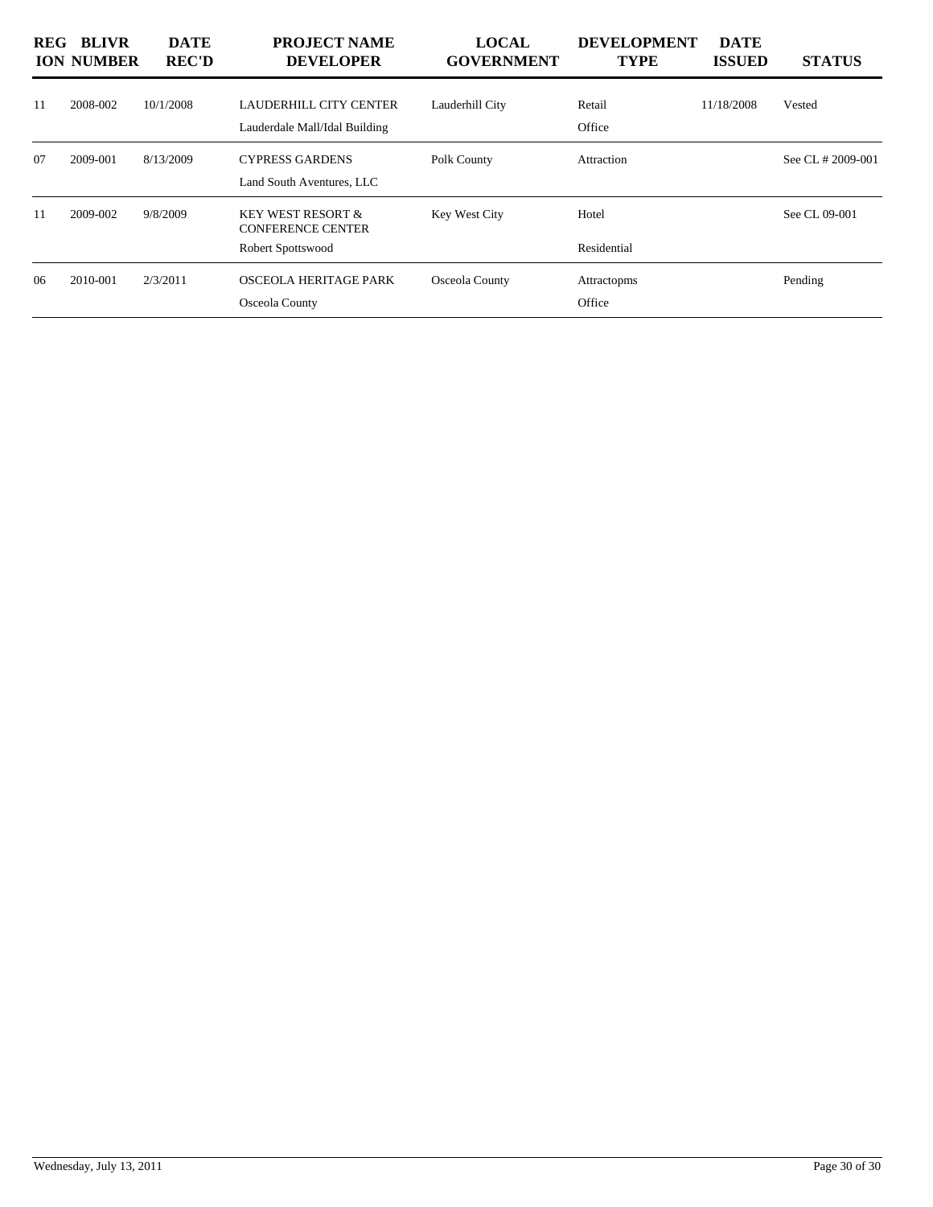| REGION | BLIVR NUMBER | DATE REC'D | PROJECT NAME<br>DEVELOPER | LOCAL GOVERNMENT | DEVELOPMENT TYPE | DATE ISSUED | STATUS |
|---|---|---|---|---|---|---|---|
| 11 | 2008-002 | 10/1/2008 | LAUDERHILL CITY CENTER<br>Lauderdale Mall/Idal Building | Lauderhill City | Retail<br>Office | 11/18/2008 | Vested |
| 07 | 2009-001 | 8/13/2009 | CYPRESS GARDENS<br>Land South Aventures, LLC | Polk County | Attraction | | See CL # 2009-001 |
| 11 | 2009-002 | 9/8/2009 | KEY WEST RESORT & CONFERENCE CENTER<br>Robert Spottswood | Key West City | Hotel<br>Residential | | See CL 09-001 |
| 06 | 2010-001 | 2/3/2011 | OSCEOLA HERITAGE PARK<br>Osceola County | Osceola County | Attractopms<br>Office | | Pending |

Wednesday, July 13, 2011